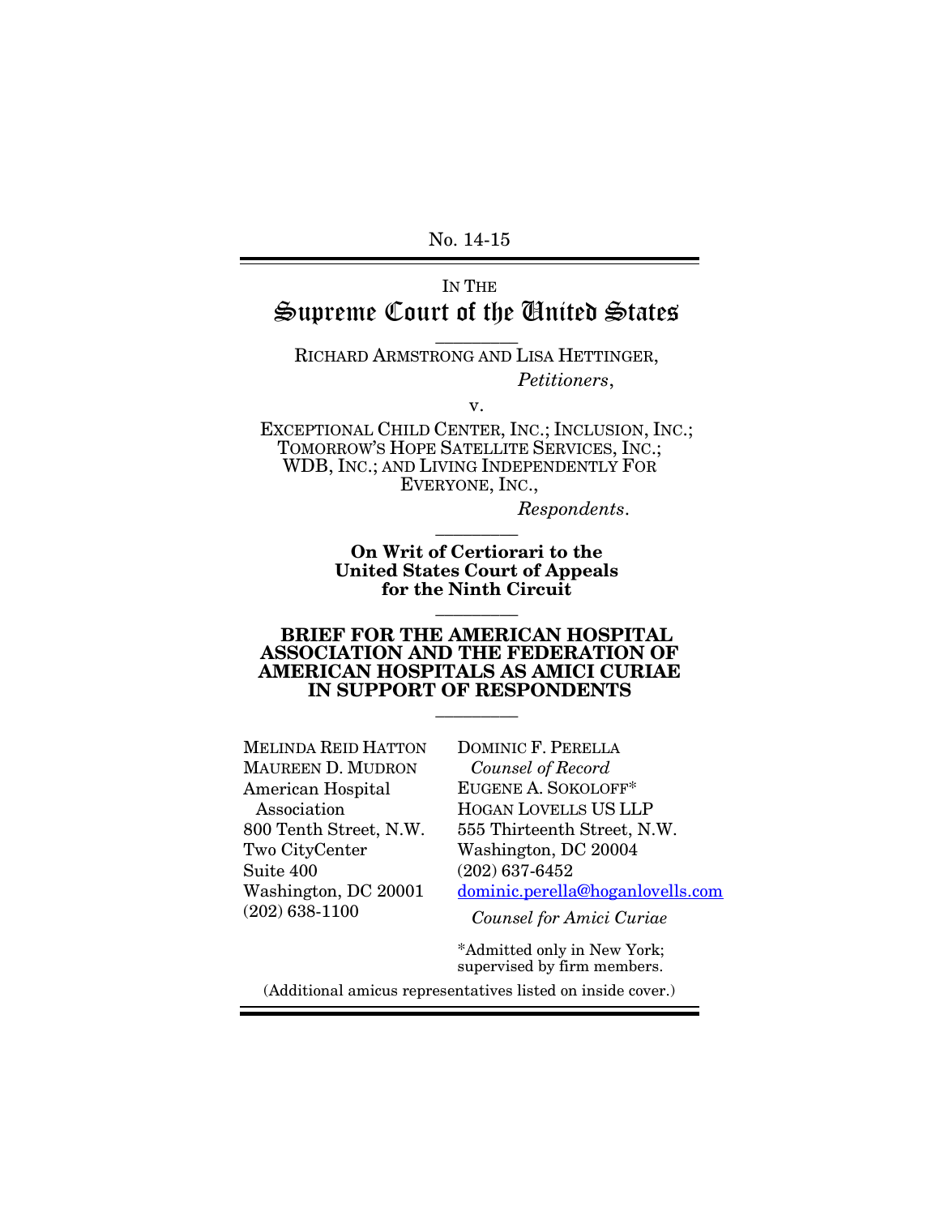No. 14-15

IN THE
# Supreme Court of the United States

---

RICHARD ARMSTRONG AND LISA HETTINGER,

*Petitioners*,

v.

EXCEPTIONAL CHILD CENTER, INC.; INCLUSION, INC.; TOMORROW'S HOPE SATELLITE SERVICES, INC.; WDB, INC.; AND LIVING INDEPENDENTLY FOR EVERYONE, INC.,

*Respondents*.

---

**On Writ of Certiorari to the United States Court of Appeals for the Ninth Circuit**

---

**BRIEF FOR THE AMERICAN HOSPITAL ASSOCIATION AND THE FEDERATION OF AMERICAN HOSPITALS AS AMICI CURIAE IN SUPPORT OF RESPONDENTS**

---

MELINDA REID HATTON
MAUREEN D. MUDRON
American Hospital Association
800 Tenth Street, N.W.
Two CityCenter
Suite 400
Washington, DC 20001
(202) 638-1100

DOMINIC F. PERELLA
*Counsel of Record*
EUGENE A. SOKOLOFF*
HOGAN LOVELLS US LLP
555 Thirteenth Street, N.W.
Washington, DC 20004
(202) 637-6452
dominic.perella@hoganlovells.com

*Counsel for Amici Curiae*

*Admitted only in New York; supervised by firm members.

(Additional amicus representatives listed on inside cover.)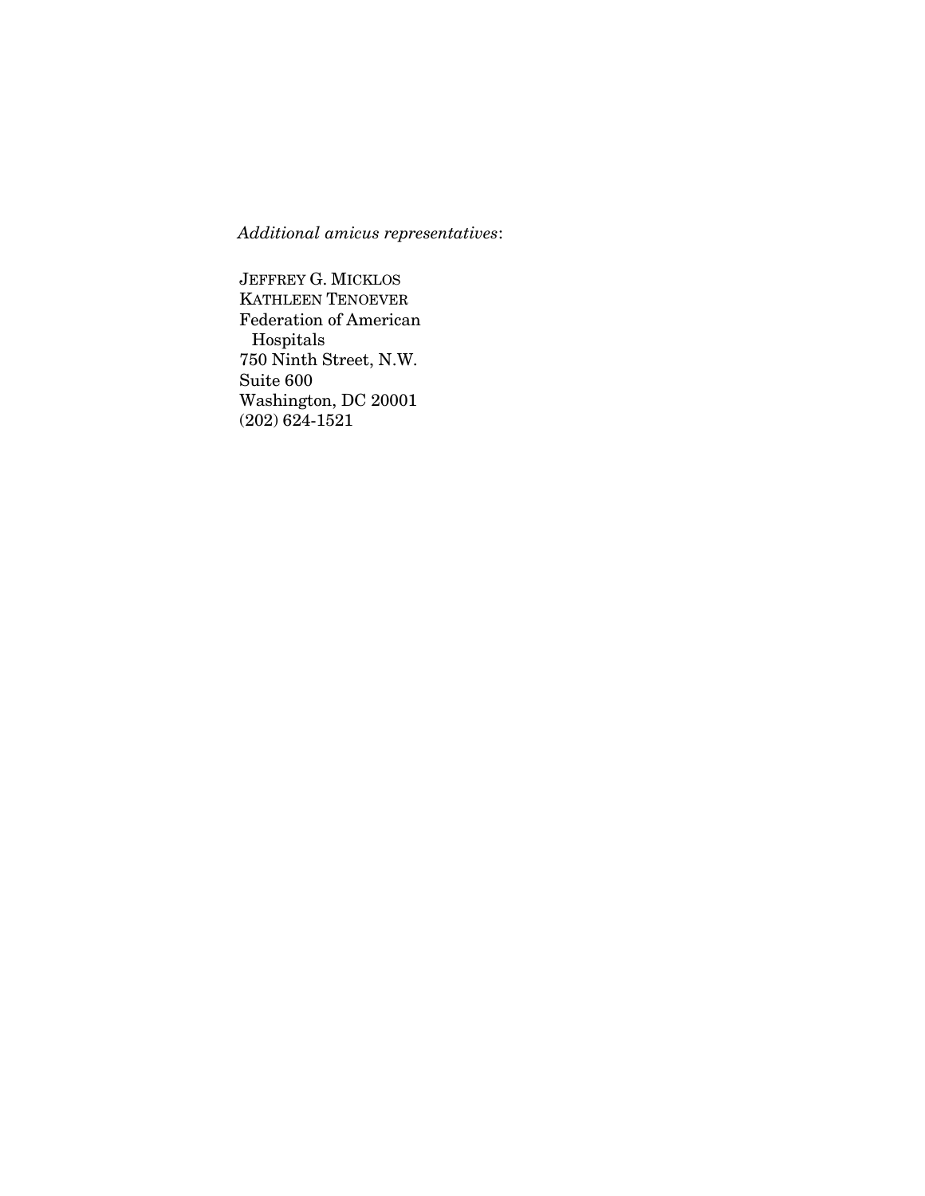*Additional amicus representatives*:

JEFFREY G. MICKLOS
KATHLEEN TENOEVER
Federation of American
  Hospitals
750 Ninth Street, N.W.
Suite 600
Washington, DC 20001
(202) 624-1521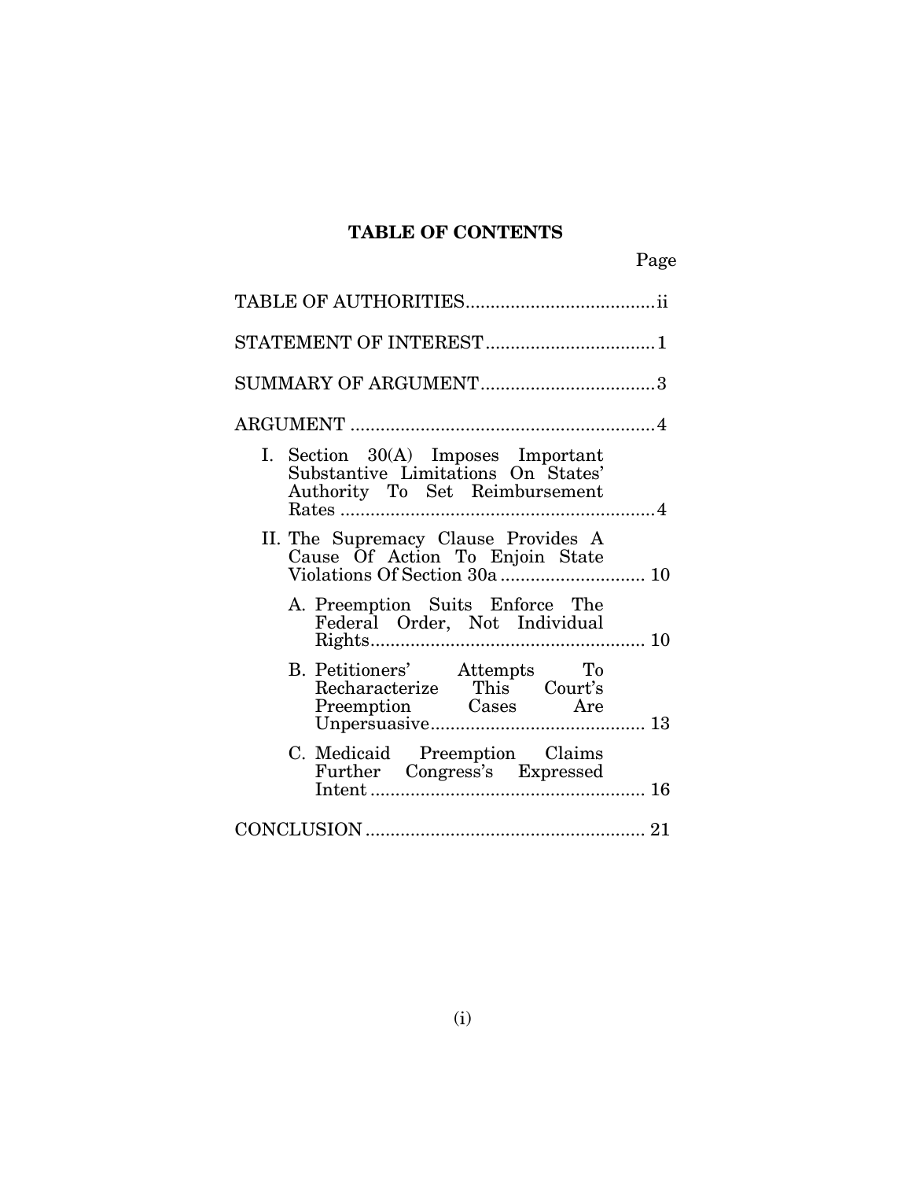## TABLE OF CONTENTS

| | Page |
|---|---|
| TABLE OF AUTHORITIES | ii |
| STATEMENT OF INTEREST | 1 |
| SUMMARY OF ARGUMENT | 3 |
| ARGUMENT | 4 |
| I. Section 30(A) Imposes Important Substantive Limitations On States' Authority To Set Reimbursement Rates | 4 |
| II. The Supremacy Clause Provides A Cause Of Action To Enjoin State Violations Of Section 30a | 10 |
| A. Preemption Suits Enforce The Federal Order, Not Individual Rights | 10 |
| B. Petitioners' Attempts To Recharacterize This Court's Preemption Cases Are Unpersuasive | 13 |
| C. Medicaid Preemption Claims Further Congress's Expressed Intent | 16 |
| CONCLUSION | 21 |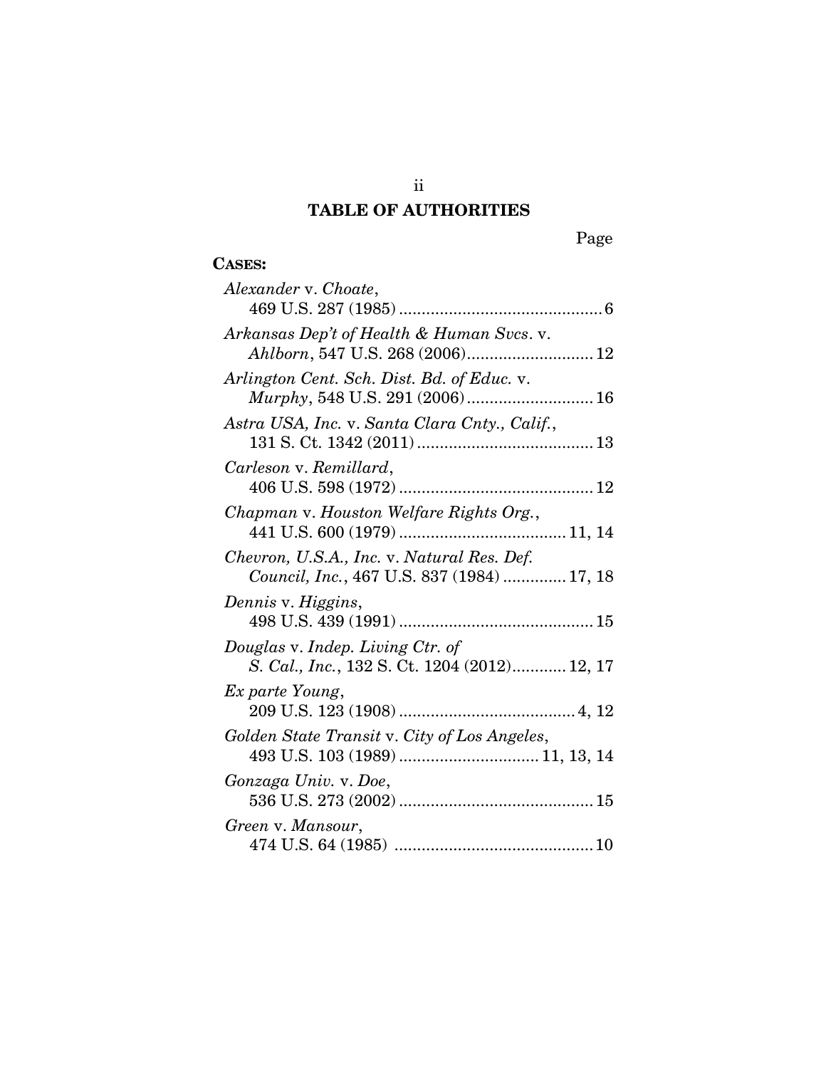## TABLE OF AUTHORITIES

Page

**CASES:**

*Alexander* v. *Choate*,
469 U.S. 287 (1985) .......................................... 6

*Arkansas Dep't of Health & Human Svcs*. v.
*Ahlborn*, 547 U.S. 268 (2006)......................... 12

*Arlington Cent. Sch. Dist. Bd. of Educ.* v.
*Murphy*, 548 U.S. 291 (2006) ......................... 16

*Astra USA, Inc.* v. *Santa Clara Cnty., Calif.*,
131 S. Ct. 1342 (2011) ..................................... 13

*Carleson* v. *Remillard*,
406 U.S. 598 (1972) ......................................... 12

*Chapman* v. *Houston Welfare Rights Org.*,
441 U.S. 600 (1979) ................................... 11, 14

*Chevron, U.S.A., Inc.* v. *Natural Res. Def.*
*Council, Inc.*, 467 U.S. 837 (1984) ............. 17, 18

*Dennis* v. *Higgins*,
498 U.S. 439 (1991) ......................................... 15

*Douglas* v. *Indep. Living Ctr. of*
*S. Cal., Inc.*, 132 S. Ct. 1204 (2012)............ 12, 17

*Ex parte Young*,
209 U.S. 123 (1908) ...................................... 4, 12

*Golden State Transit* v. *City of Los Angeles*,
493 U.S. 103 (1989) ............................. 11, 13, 14

*Gonzaga Univ.* v. *Doe*,
536 U.S. 273 (2002) ......................................... 15

*Green* v. *Mansour*,
474 U.S. 64 (1985) .......................................... 10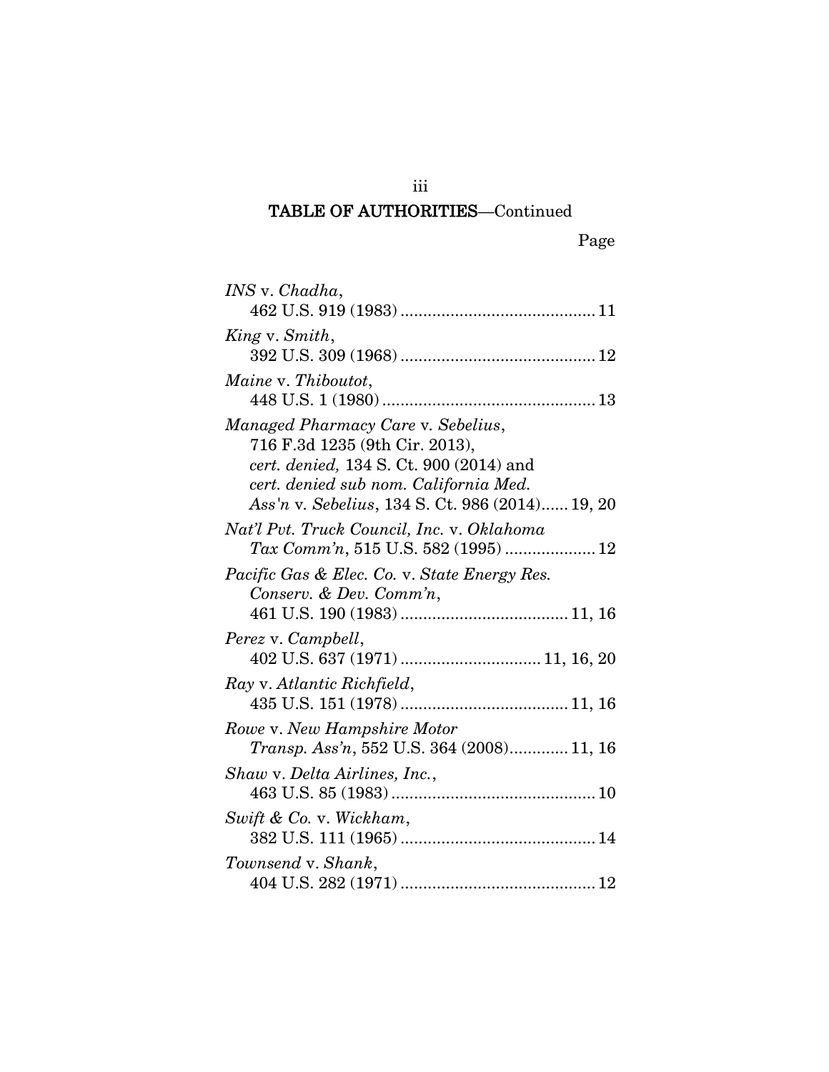## TABLE OF AUTHORITIES—Continued

Page

*INS* v. *Chadha*,
462 U.S. 919 (1983) .......................................... 11

*King* v. *Smith*,
392 U.S. 309 (1968) .......................................... 12

*Maine* v. *Thiboutot*,
448 U.S. 1 (1980) .............................................. 13

*Managed Pharmacy Care* v. *Sebelius*,
716 F.3d 1235 (9th Cir. 2013),
*cert. denied,* 134 S. Ct. 900 (2014) and
*cert. denied sub nom. California Med.*
*Ass'n* v. *Sebelius*, 134 S. Ct. 986 (2014)...... 19, 20

*Nat'l Pvt. Truck Council, Inc.* v. *Oklahoma*
*Tax Comm'n*, 515 U.S. 582 (1995) .................... 12

*Pacific Gas & Elec. Co.* v. *State Energy Res.*
*Conserv. & Dev. Comm'n*,
461 U.S. 190 (1983) .................................... 11, 16

*Perez* v. *Campbell*,
402 U.S. 637 (1971) .............................. 11, 16, 20

*Ray* v. *Atlantic Richfield*,
435 U.S. 151 (1978) .................................... 11, 16

*Rowe* v. *New Hampshire Motor*
*Transp. Ass'n*, 552 U.S. 364 (2008)............ 11, 16

*Shaw* v. *Delta Airlines, Inc.*,
463 U.S. 85 (1983) ............................................ 10

*Swift & Co.* v. *Wickham*,
382 U.S. 111 (1965) .......................................... 14

*Townsend* v. *Shank*,
404 U.S. 282 (1971) .......................................... 12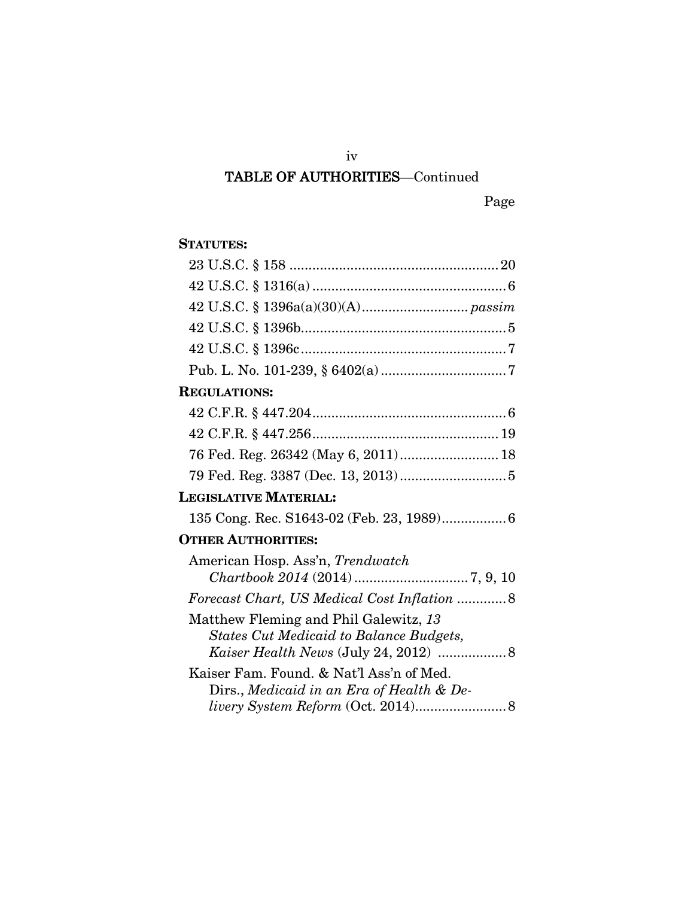## TABLE OF AUTHORITIES—Continued

Page

**STATUTES:**

23 U.S.C. § 158 ........................................................ 20

42 U.S.C. § 1316(a) .................................................... 6

42 U.S.C. § 1396a(a)(30)(A)............................ *passim*

42 U.S.C. § 1396b...................................................... 5

42 U.S.C. § 1396c....................................................... 7

Pub. L. No. 101-239, § 6402(a) ................................. 7

**REGULATIONS:**

42 C.F.R. § 447.204.................................................... 6

42 C.F.R. § 447.256.................................................. 19

76 Fed. Reg. 26342 (May 6, 2011).......................... 18

79 Fed. Reg. 3387 (Dec. 13, 2013)............................ 5

**LEGISLATIVE MATERIAL:**

135 Cong. Rec. S1643-02 (Feb. 23, 1989)................ 6

**OTHER AUTHORITIES:**

American Hosp. Ass'n, *Trendwatch Chartbook 2014* (2014).............................. 7, 9, 10

*Forecast Chart, US Medical Cost Inflation* ............. 8

Matthew Fleming and Phil Galewitz, *13 States Cut Medicaid to Balance Budgets, Kaiser Health News* (July 24, 2012) .................. 8

Kaiser Fam. Found. & Nat'l Ass'n of Med. Dirs., *Medicaid in an Era of Health & Delivery System Reform* (Oct. 2014)........................ 8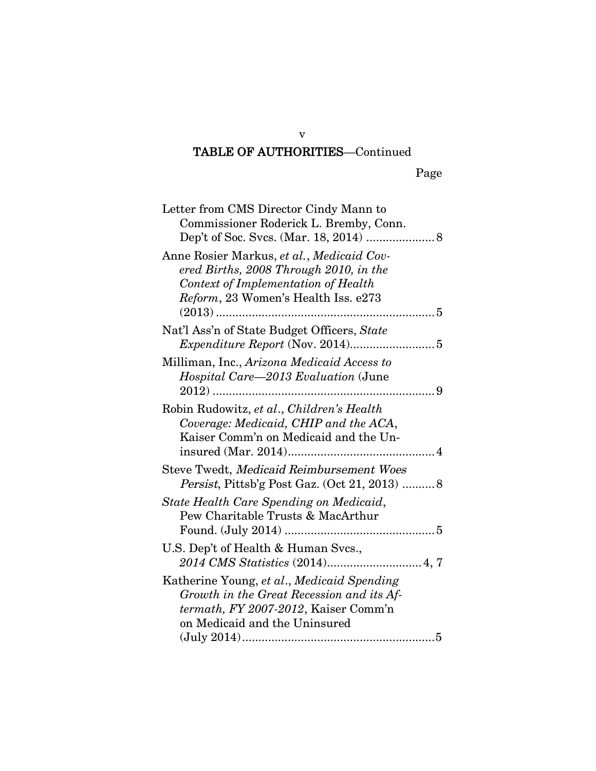## TABLE OF AUTHORITIES—Continued

Page

Letter from CMS Director Cindy Mann to Commissioner Roderick L. Bremby, Conn. Dep't of Soc. Svcs. (Mar. 18, 2014) .................... 8

Anne Rosier Markus, *et al.*, *Medicaid Covered Births, 2008 Through 2010, in the Context of Implementation of Health Reform*, 23 Women's Health Iss. e273 (2013) .................................................................. 5

Nat'l Ass'n of State Budget Officers, *State Expenditure Report* (Nov. 2014)......................... 5

Milliman, Inc., *Arizona Medicaid Access to Hospital Care—2013 Evaluation* (June 2012) ................................................................... 9

Robin Rudowitz, *et al.*, *Children's Health Coverage: Medicaid, CHIP and the ACA*, Kaiser Comm'n on Medicaid and the Uninsured (Mar. 2014)............................................ 4

Steve Twedt, *Medicaid Reimbursement Woes Persist*, Pittsb'g Post Gaz. (Oct 21, 2013) .......... 8

*State Health Care Spending on Medicaid*, Pew Charitable Trusts & MacArthur Found. (July 2014) ............................................. 5

U.S. Dep't of Health & Human Svcs., *2014 CMS Statistics* (2014)............................ 4, 7

Katherine Young, *et al.*, *Medicaid Spending Growth in the Great Recession and its Aftermath, FY 2007-2012*, Kaiser Comm'n on Medicaid and the Uninsured (July 2014)..........................................................5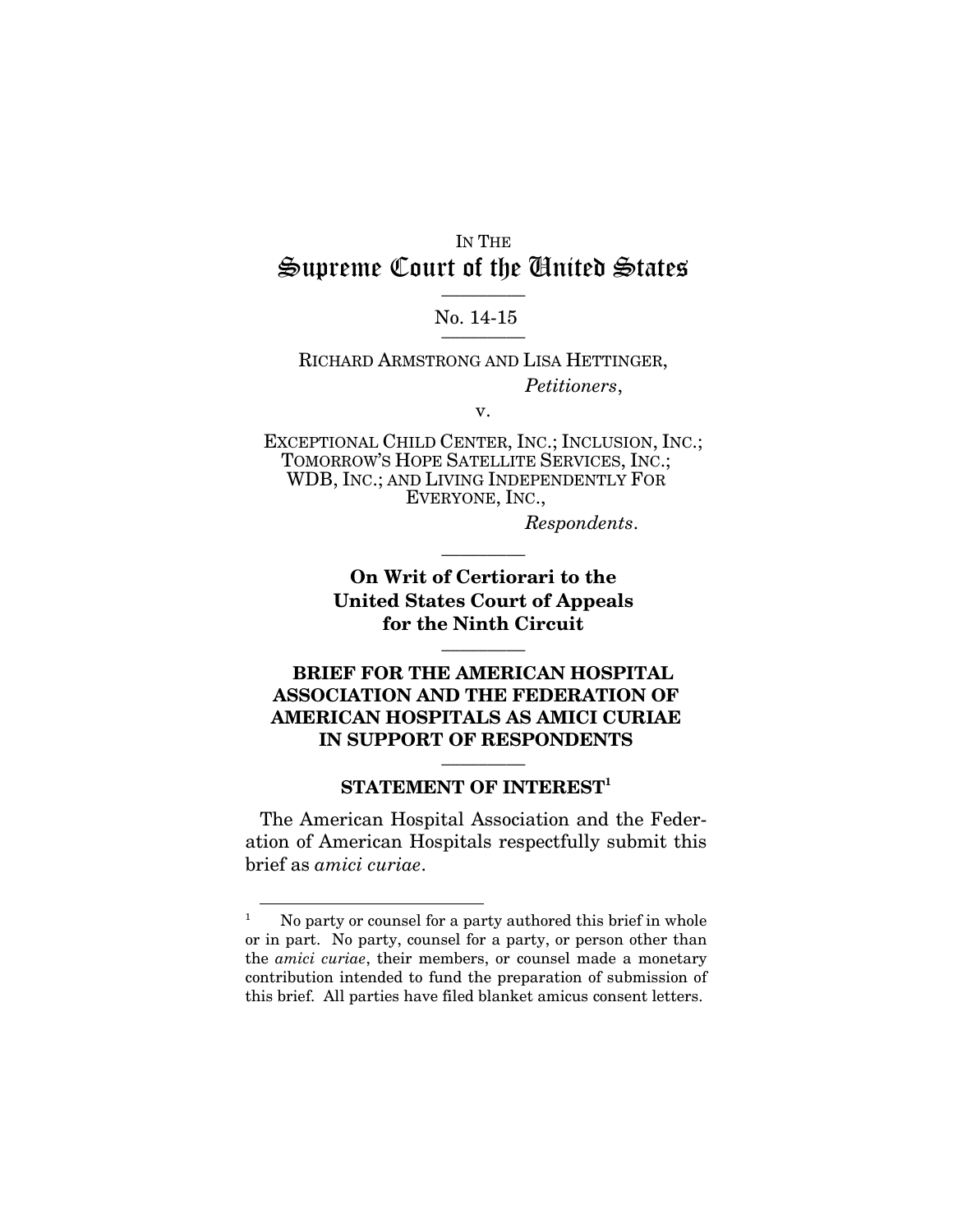IN THE

# Supreme Court of the United States

No. 14-15

RICHARD ARMSTRONG AND LISA HETTINGER,

*Petitioners*,

v.

EXCEPTIONAL CHILD CENTER, INC.; INCLUSION, INC.; TOMORROW'S HOPE SATELLITE SERVICES, INC.; WDB, INC.; AND LIVING INDEPENDENTLY FOR EVERYONE, INC.,

*Respondents*.

**On Writ of Certiorari to the United States Court of Appeals for the Ninth Circuit**

**BRIEF FOR THE AMERICAN HOSPITAL ASSOCIATION AND THE FEDERATION OF AMERICAN HOSPITALS AS AMICI CURIAE IN SUPPORT OF RESPONDENTS**

## STATEMENT OF INTEREST[1]

The American Hospital Association and the Federation of American Hospitals respectfully submit this brief as *amici curiae*.

[1] No party or counsel for a party authored this brief in whole or in part. No party, counsel for a party, or person other than the *amici curiae*, their members, or counsel made a monetary contribution intended to fund the preparation of submission of this brief. All parties have filed blanket amicus consent letters.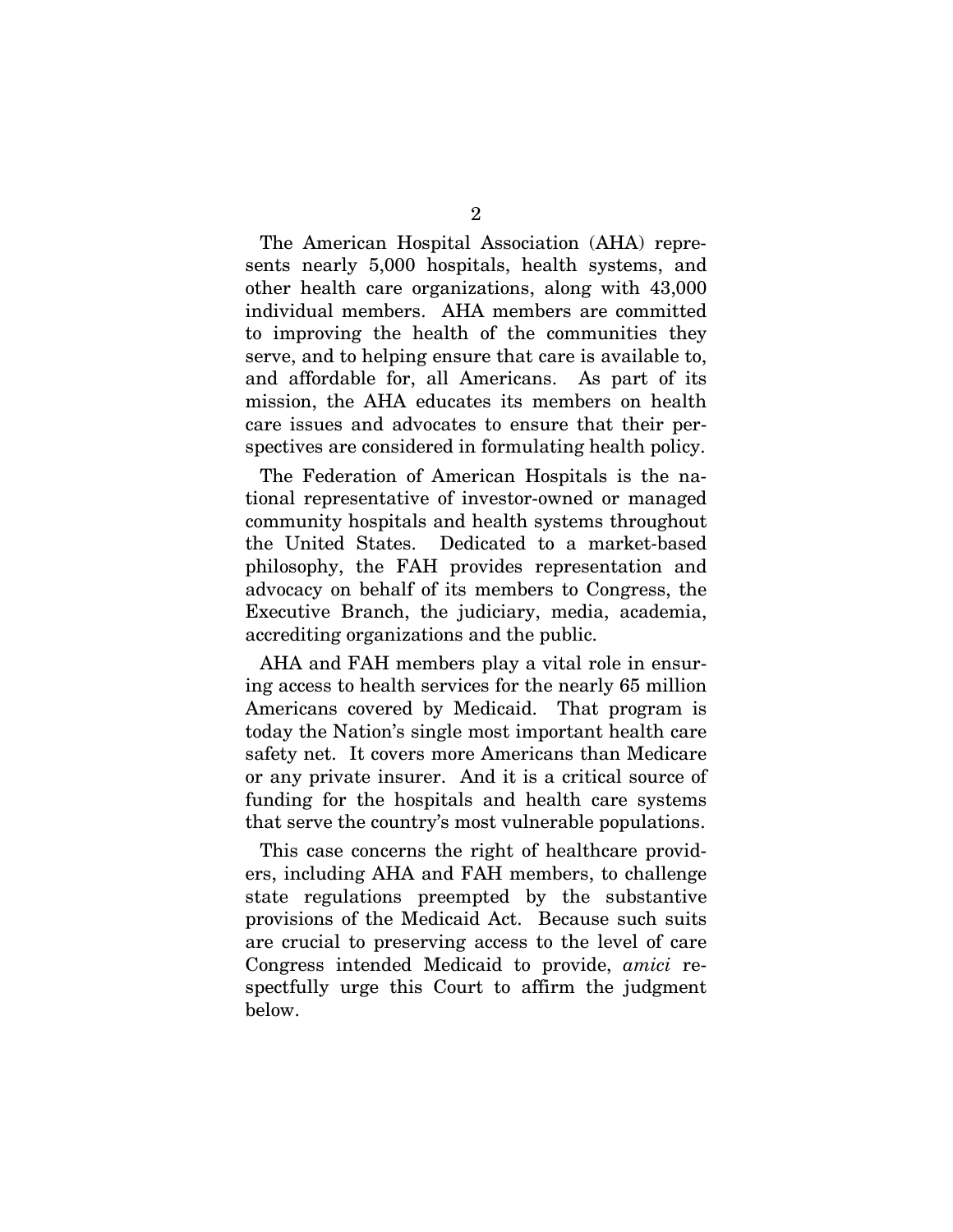The American Hospital Association (AHA) represents nearly 5,000 hospitals, health systems, and other health care organizations, along with 43,000 individual members. AHA members are committed to improving the health of the communities they serve, and to helping ensure that care is available to, and affordable for, all Americans. As part of its mission, the AHA educates its members on health care issues and advocates to ensure that their perspectives are considered in formulating health policy.

The Federation of American Hospitals is the national representative of investor-owned or managed community hospitals and health systems throughout the United States. Dedicated to a market-based philosophy, the FAH provides representation and advocacy on behalf of its members to Congress, the Executive Branch, the judiciary, media, academia, accrediting organizations and the public.

AHA and FAH members play a vital role in ensuring access to health services for the nearly 65 million Americans covered by Medicaid. That program is today the Nation's single most important health care safety net. It covers more Americans than Medicare or any private insurer. And it is a critical source of funding for the hospitals and health care systems that serve the country's most vulnerable populations.

This case concerns the right of healthcare providers, including AHA and FAH members, to challenge state regulations preempted by the substantive provisions of the Medicaid Act. Because such suits are crucial to preserving access to the level of care Congress intended Medicaid to provide, *amici* respectfully urge this Court to affirm the judgment below.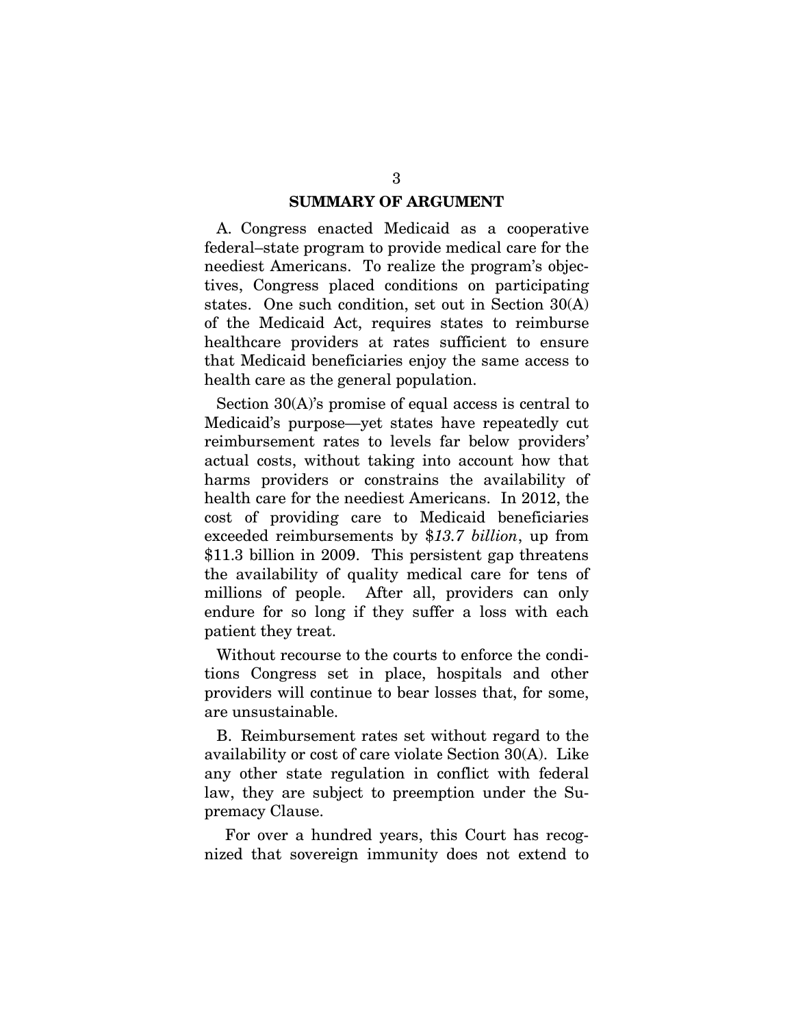## SUMMARY OF ARGUMENT

A. Congress enacted Medicaid as a cooperative federal–state program to provide medical care for the neediest Americans. To realize the program's objectives, Congress placed conditions on participating states. One such condition, set out in Section 30(A) of the Medicaid Act, requires states to reimburse healthcare providers at rates sufficient to ensure that Medicaid beneficiaries enjoy the same access to health care as the general population.

Section 30(A)'s promise of equal access is central to Medicaid's purpose—yet states have repeatedly cut reimbursement rates to levels far below providers' actual costs, without taking into account how that harms providers or constrains the availability of health care for the neediest Americans. In 2012, the cost of providing care to Medicaid beneficiaries exceeded reimbursements by $*13.7 billion*, up from $11.3 billion in 2009. This persistent gap threatens the availability of quality medical care for tens of millions of people. After all, providers can only endure for so long if they suffer a loss with each patient they treat.

Without recourse to the courts to enforce the conditions Congress set in place, hospitals and other providers will continue to bear losses that, for some, are unsustainable.

B. Reimbursement rates set without regard to the availability or cost of care violate Section 30(A). Like any other state regulation in conflict with federal law, they are subject to preemption under the Supremacy Clause.

For over a hundred years, this Court has recognized that sovereign immunity does not extend to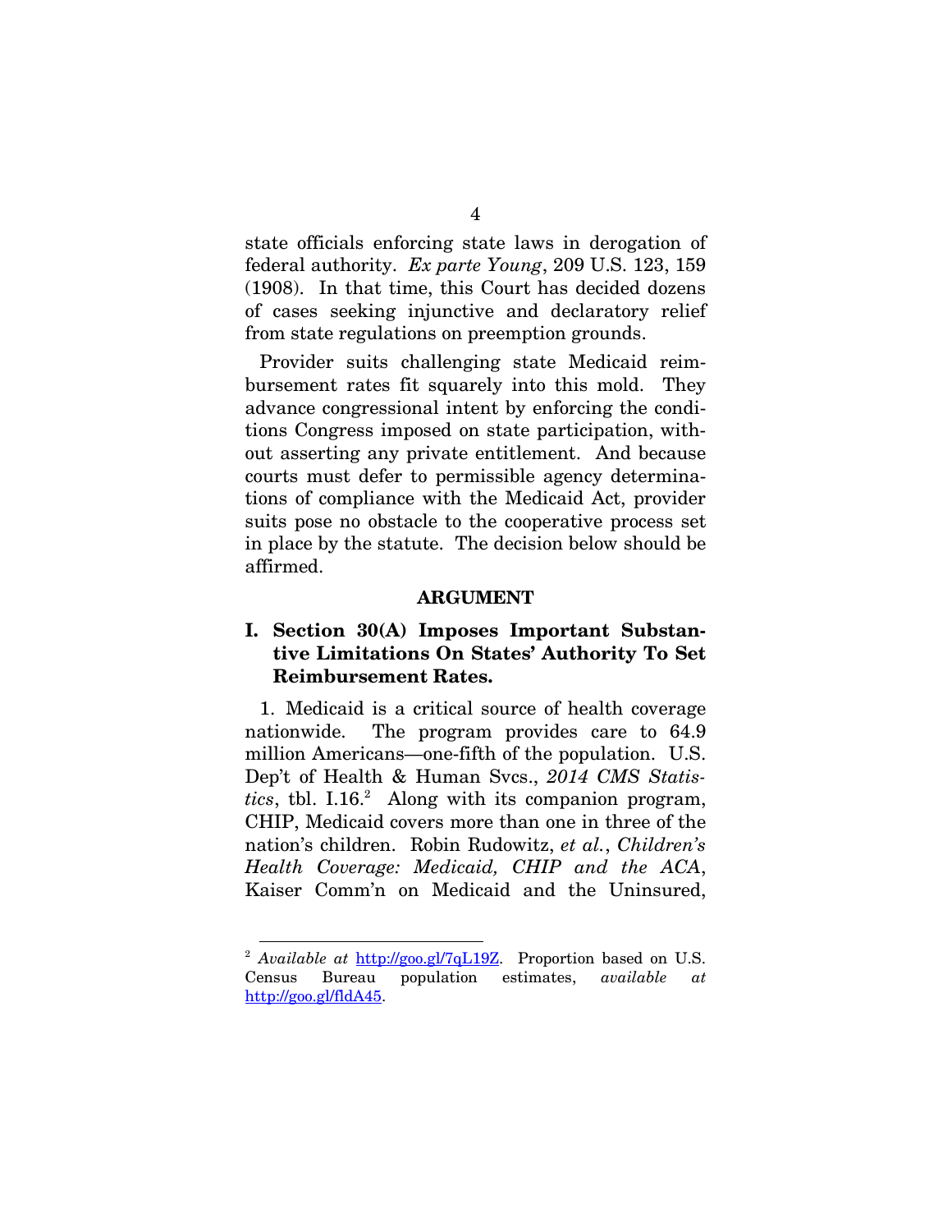state officials enforcing state laws in derogation of federal authority. *Ex parte Young*, 209 U.S. 123, 159 (1908). In that time, this Court has decided dozens of cases seeking injunctive and declaratory relief from state regulations on preemption grounds.

Provider suits challenging state Medicaid reimbursement rates fit squarely into this mold. They advance congressional intent by enforcing the conditions Congress imposed on state participation, without asserting any private entitlement. And because courts must defer to permissible agency determinations of compliance with the Medicaid Act, provider suits pose no obstacle to the cooperative process set in place by the statute. The decision below should be affirmed.

## ARGUMENT

### I. Section 30(A) Imposes Important Substantive Limitations On States' Authority To Set Reimbursement Rates.

1. Medicaid is a critical source of health coverage nationwide. The program provides care to 64.9 million Americans—one-fifth of the population. U.S. Dep't of Health & Human Svcs., *2014 CMS Statistics*, tbl. I.16.[2] Along with its companion program, CHIP, Medicaid covers more than one in three of the nation's children. Robin Rudowitz, *et al.*, *Children's Health Coverage: Medicaid, CHIP and the ACA*, Kaiser Comm'n on Medicaid and the Uninsured,

---

[2] *Available at* http://goo.gl/7qL19Z. Proportion based on U.S. Census Bureau population estimates, *available at* http://goo.gl/fldA45.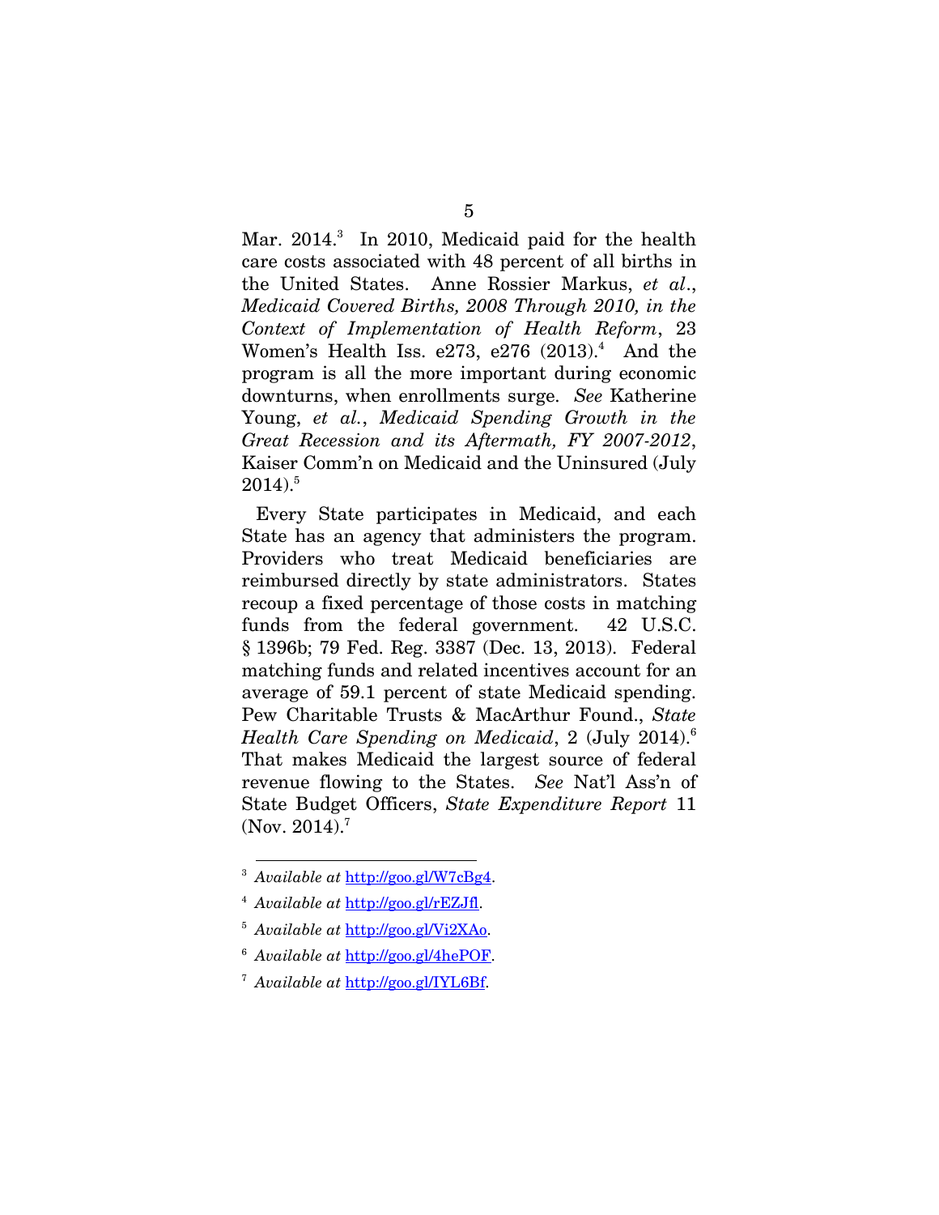Mar. 2014.[3] In 2010, Medicaid paid for the health care costs associated with 48 percent of all births in the United States. Anne Rossier Markus, *et al.*, *Medicaid Covered Births, 2008 Through 2010, in the Context of Implementation of Health Reform*, 23 Women's Health Iss. e273, e276 (2013).[4] And the program is all the more important during economic downturns, when enrollments surge. *See* Katherine Young, *et al.*, *Medicaid Spending Growth in the Great Recession and its Aftermath, FY 2007-2012*, Kaiser Comm'n on Medicaid and the Uninsured (July 2014).[5]

Every State participates in Medicaid, and each State has an agency that administers the program. Providers who treat Medicaid beneficiaries are reimbursed directly by state administrators. States recoup a fixed percentage of those costs in matching funds from the federal government. 42 U.S.C. § 1396b; 79 Fed. Reg. 3387 (Dec. 13, 2013). Federal matching funds and related incentives account for an average of 59.1 percent of state Medicaid spending. Pew Charitable Trusts & MacArthur Found., *State Health Care Spending on Medicaid*, 2 (July 2014).[6] That makes Medicaid the largest source of federal revenue flowing to the States. *See* Nat'l Ass'n of State Budget Officers, *State Expenditure Report* 11 (Nov. 2014).[7]

---

[3] *Available at* http://goo.gl/W7cBg4.

[4] *Available at* http://goo.gl/rEZJfl.

[5] *Available at* http://goo.gl/Vi2XAo.

[6] *Available at* http://goo.gl/4hePOF.

[7] *Available at* http://goo.gl/IYL6Bf.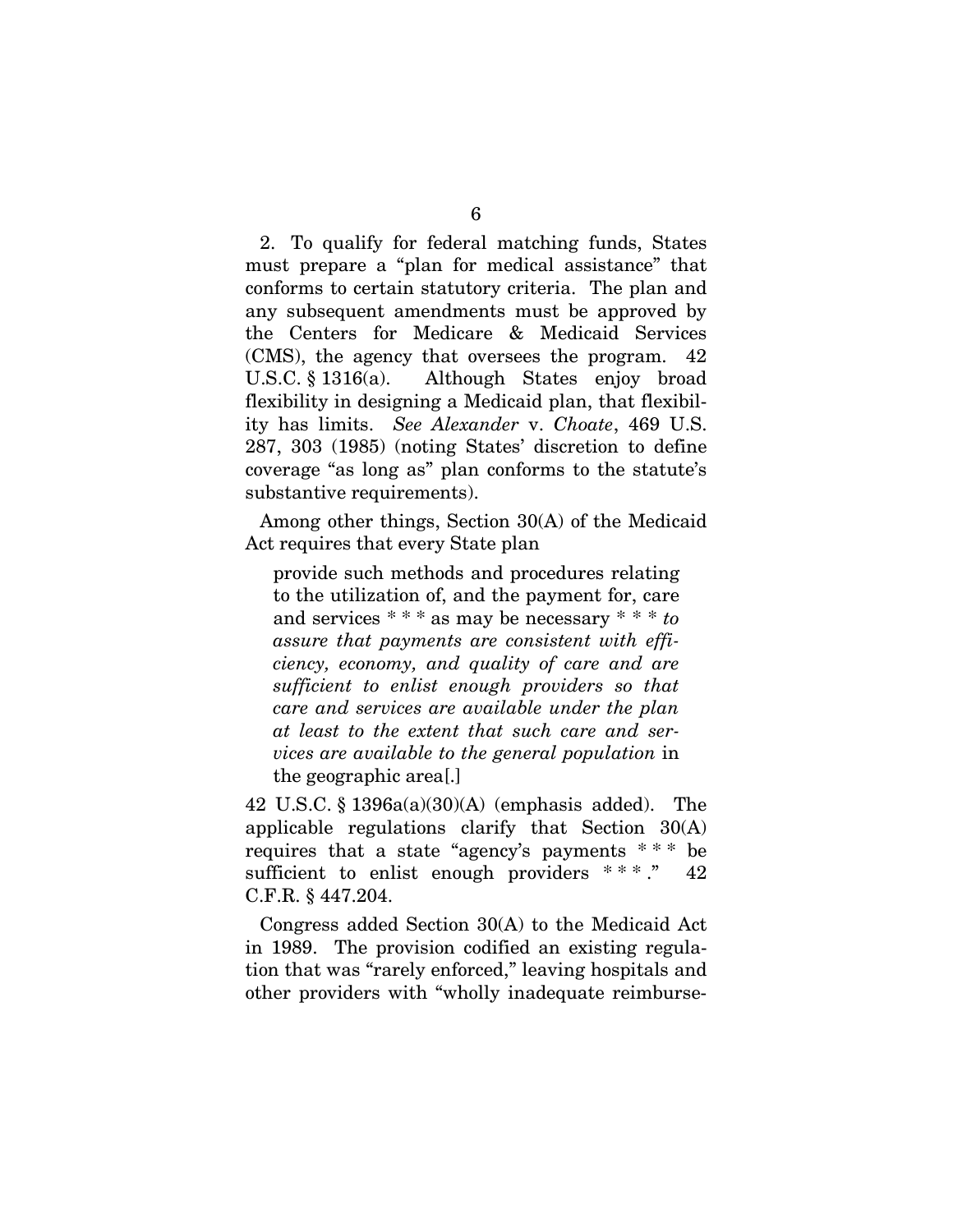2. To qualify for federal matching funds, States must prepare a "plan for medical assistance" that conforms to certain statutory criteria. The plan and any subsequent amendments must be approved by the Centers for Medicare & Medicaid Services (CMS), the agency that oversees the program. 42 U.S.C. § 1316(a). Although States enjoy broad flexibility in designing a Medicaid plan, that flexibility has limits. *See Alexander* v. *Choate*, 469 U.S. 287, 303 (1985) (noting States' discretion to define coverage "as long as" plan conforms to the statute's substantive requirements).

Among other things, Section 30(A) of the Medicaid Act requires that every State plan

> provide such methods and procedures relating to the utilization of, and the payment for, care and services * * * as may be necessary * * * *to assure that payments are consistent with efficiency, economy, and quality of care and are sufficient to enlist enough providers so that care and services are available under the plan at least to the extent that such care and services are available to the general population* in the geographic area[.]

42 U.S.C. § 1396a(a)(30)(A) (emphasis added). The applicable regulations clarify that Section 30(A) requires that a state "agency's payments * * * be sufficient to enlist enough providers * * * ." 42 C.F.R. § 447.204.

Congress added Section 30(A) to the Medicaid Act in 1989. The provision codified an existing regulation that was "rarely enforced," leaving hospitals and other providers with "wholly inadequate reimburse-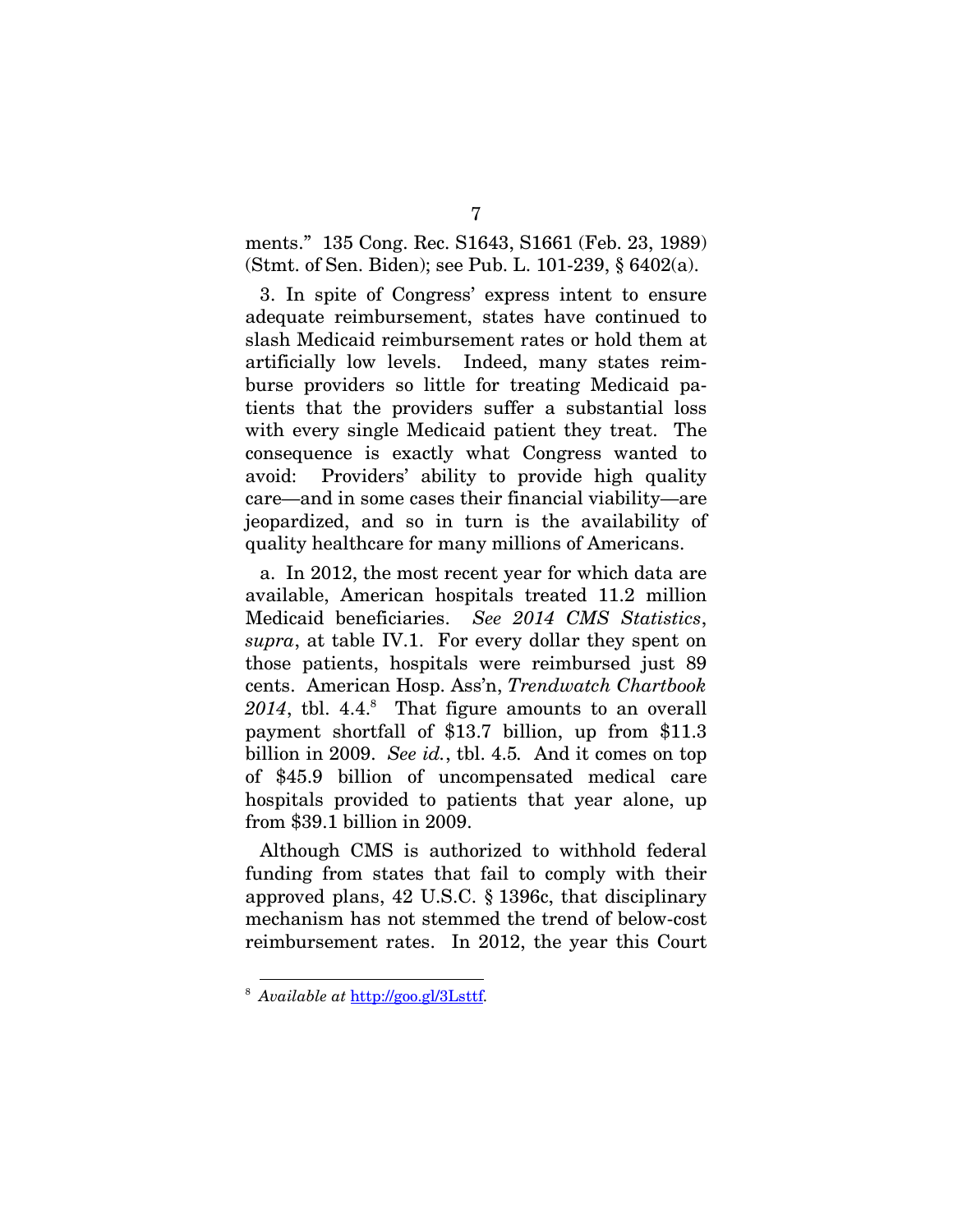ments." 135 Cong. Rec. S1643, S1661 (Feb. 23, 1989) (Stmt. of Sen. Biden); see Pub. L. 101-239, § 6402(a).

3. In spite of Congress' express intent to ensure adequate reimbursement, states have continued to slash Medicaid reimbursement rates or hold them at artificially low levels. Indeed, many states reimburse providers so little for treating Medicaid patients that the providers suffer a substantial loss with every single Medicaid patient they treat. The consequence is exactly what Congress wanted to avoid: Providers' ability to provide high quality care—and in some cases their financial viability—are jeopardized, and so in turn is the availability of quality healthcare for many millions of Americans.

a. In 2012, the most recent year for which data are available, American hospitals treated 11.2 million Medicaid beneficiaries. *See 2014 CMS Statistics*, *supra*, at table IV.1. For every dollar they spent on those patients, hospitals were reimbursed just 89 cents. American Hosp. Ass'n, *Trendwatch Chartbook 2014*, tbl. 4.4.[8] That figure amounts to an overall payment shortfall of $13.7 billion, up from $11.3 billion in 2009. *See id.*, tbl. 4.5. And it comes on top of $45.9 billion of uncompensated medical care hospitals provided to patients that year alone, up from $39.1 billion in 2009.

Although CMS is authorized to withhold federal funding from states that fail to comply with their approved plans, 42 U.S.C. § 1396c, that disciplinary mechanism has not stemmed the trend of below-cost reimbursement rates. In 2012, the year this Court

---

[8] *Available at* http://goo.gl/3Lsttf.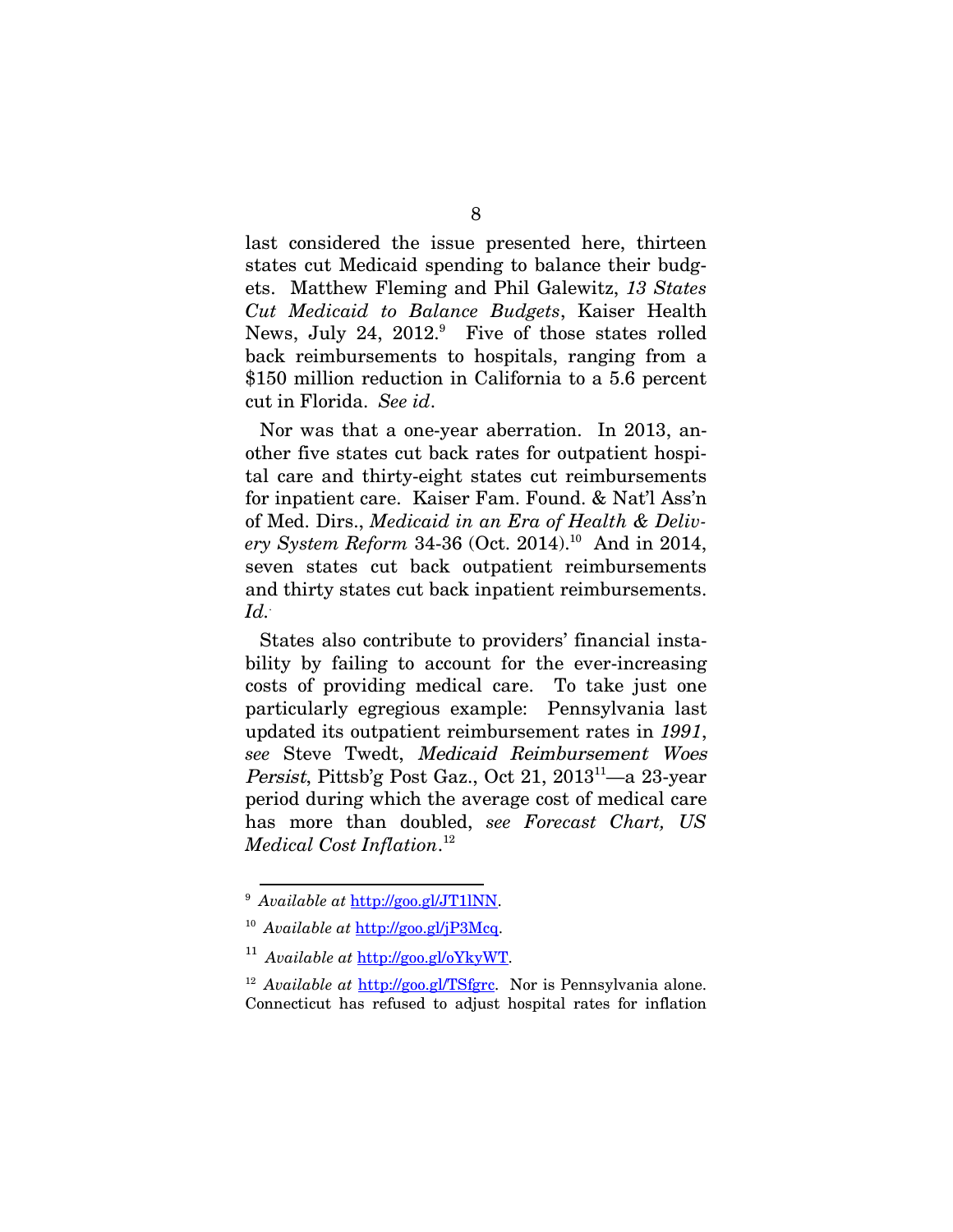last considered the issue presented here, thirteen states cut Medicaid spending to balance their budgets. Matthew Fleming and Phil Galewitz, *13 States Cut Medicaid to Balance Budgets*, Kaiser Health News, July 24, 2012.[9] Five of those states rolled back reimbursements to hospitals, ranging from a $150 million reduction in California to a 5.6 percent cut in Florida. *See id*.

Nor was that a one-year aberration. In 2013, another five states cut back rates for outpatient hospital care and thirty-eight states cut reimbursements for inpatient care. Kaiser Fam. Found. & Nat'l Ass'n of Med. Dirs., *Medicaid in an Era of Health & Delivery System Reform* 34-36 (Oct. 2014).[10] And in 2014, seven states cut back outpatient reimbursements and thirty states cut back inpatient reimbursements. *Id.*

States also contribute to providers' financial instability by failing to account for the ever-increasing costs of providing medical care. To take just one particularly egregious example: Pennsylvania last updated its outpatient reimbursement rates in *1991*, *see* Steve Twedt, *Medicaid Reimbursement Woes Persist*, Pittsb'g Post Gaz., Oct 21, 2013[11]—a 23-year period during which the average cost of medical care has more than doubled, *see Forecast Chart, US Medical Cost Inflation*.[12]

---

[9] *Available at* http://goo.gl/JT1lNN.

[10] *Available at* http://goo.gl/jP3Mcq.

[11] *Available at* http://goo.gl/oYkyWT.

[12] *Available at* http://goo.gl/TSfgrc. Nor is Pennsylvania alone. Connecticut has refused to adjust hospital rates for inflation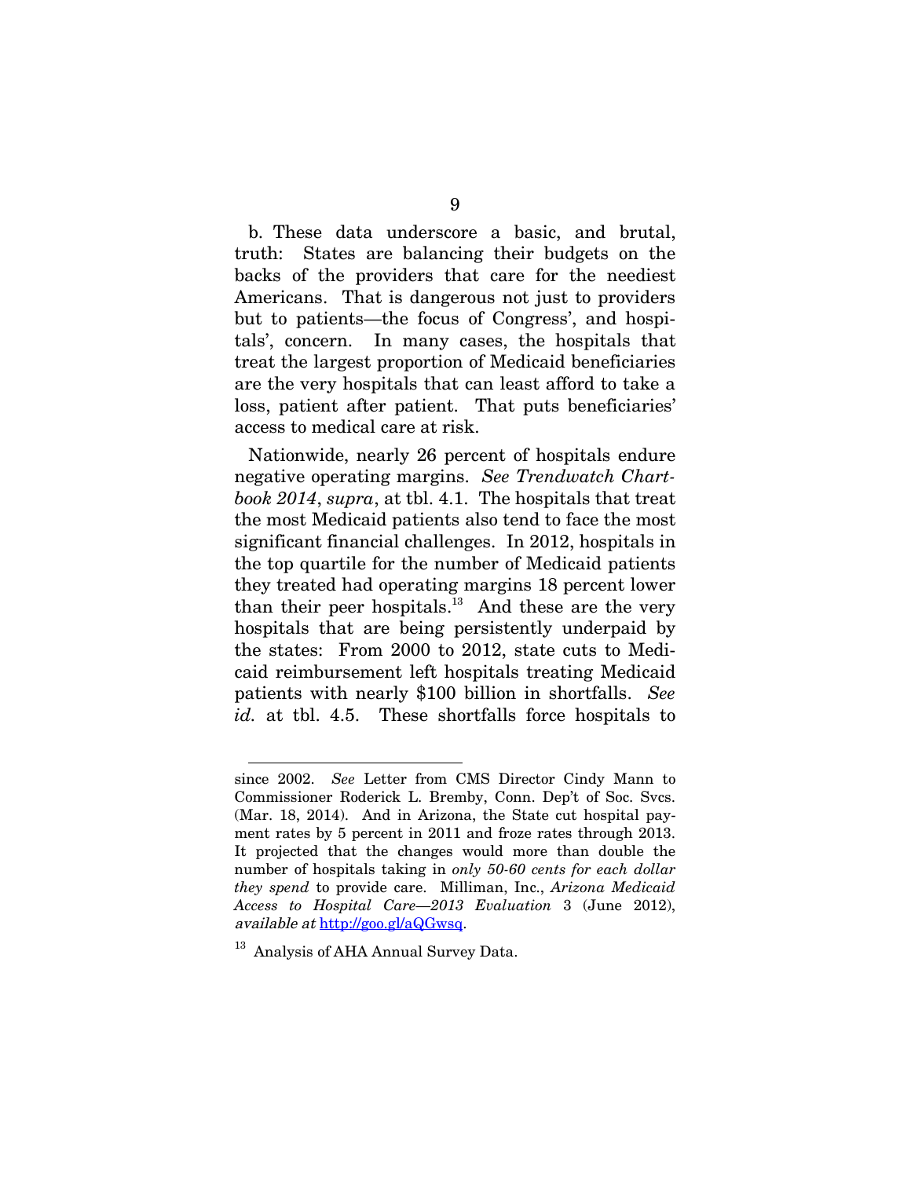b. These data underscore a basic, and brutal, truth: States are balancing their budgets on the backs of the providers that care for the neediest Americans. That is dangerous not just to providers but to patients—the focus of Congress', and hospitals', concern. In many cases, the hospitals that treat the largest proportion of Medicaid beneficiaries are the very hospitals that can least afford to take a loss, patient after patient. That puts beneficiaries' access to medical care at risk.

Nationwide, nearly 26 percent of hospitals endure negative operating margins. *See Trendwatch Chartbook 2014*, *supra*, at tbl. 4.1. The hospitals that treat the most Medicaid patients also tend to face the most significant financial challenges. In 2012, hospitals in the top quartile for the number of Medicaid patients they treated had operating margins 18 percent lower than their peer hospitals.[13] And these are the very hospitals that are being persistently underpaid by the states: From 2000 to 2012, state cuts to Medicaid reimbursement left hospitals treating Medicaid patients with nearly $100 billion in shortfalls. *See id.* at tbl. 4.5. These shortfalls force hospitals to

---

since 2002. *See* Letter from CMS Director Cindy Mann to Commissioner Roderick L. Bremby, Conn. Dep't of Soc. Svcs. (Mar. 18, 2014). And in Arizona, the State cut hospital payment rates by 5 percent in 2011 and froze rates through 2013. It projected that the changes would more than double the number of hospitals taking in *only 50-60 cents for each dollar they spend* to provide care. Milliman, Inc., *Arizona Medicaid Access to Hospital Care—2013 Evaluation* 3 (June 2012), *available at* http://goo.gl/aQGwsq.

[13] Analysis of AHA Annual Survey Data.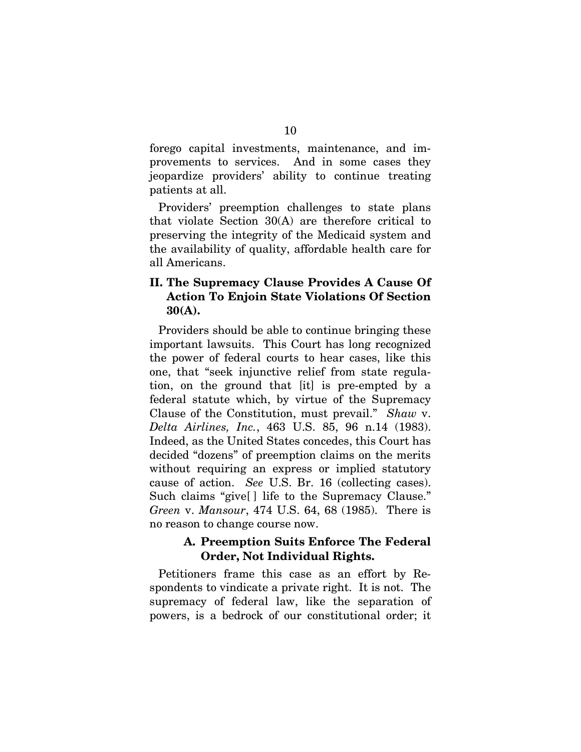forego capital investments, maintenance, and improvements to services. And in some cases they jeopardize providers' ability to continue treating patients at all.

Providers' preemption challenges to state plans that violate Section 30(A) are therefore critical to preserving the integrity of the Medicaid system and the availability of quality, affordable health care for all Americans.

## II. The Supremacy Clause Provides A Cause Of Action To Enjoin State Violations Of Section 30(A).

Providers should be able to continue bringing these important lawsuits. This Court has long recognized the power of federal courts to hear cases, like this one, that "seek injunctive relief from state regulation, on the ground that [it] is pre-empted by a federal statute which, by virtue of the Supremacy Clause of the Constitution, must prevail." *Shaw* v. *Delta Airlines, Inc.*, 463 U.S. 85, 96 n.14 (1983). Indeed, as the United States concedes, this Court has decided "dozens" of preemption claims on the merits without requiring an express or implied statutory cause of action. *See* U.S. Br. 16 (collecting cases). Such claims "give[ ] life to the Supremacy Clause." *Green* v. *Mansour*, 474 U.S. 64, 68 (1985). There is no reason to change course now.

### A. Preemption Suits Enforce The Federal Order, Not Individual Rights.

Petitioners frame this case as an effort by Respondents to vindicate a private right. It is not. The supremacy of federal law, like the separation of powers, is a bedrock of our constitutional order; it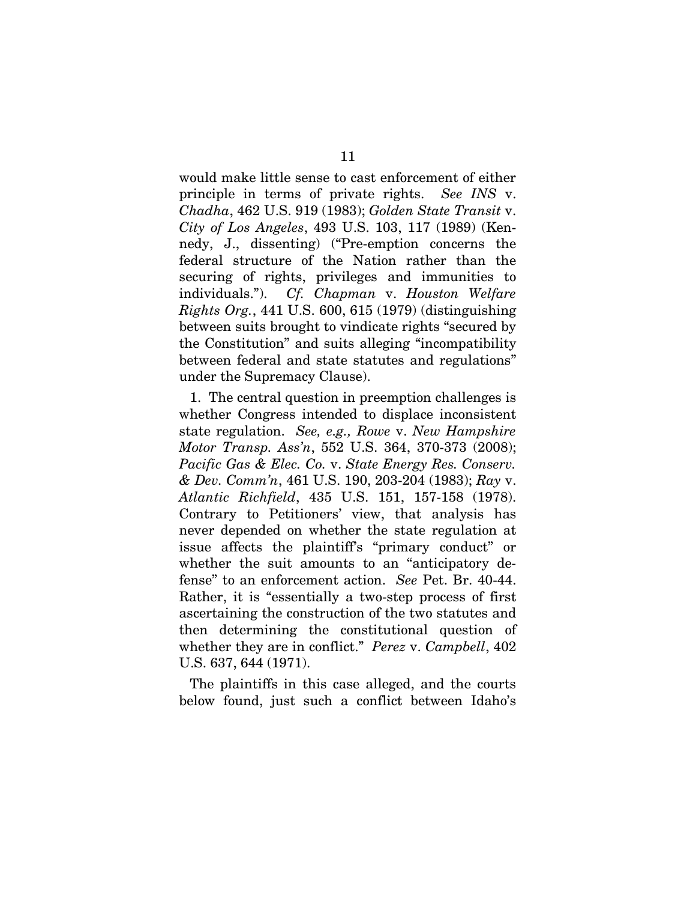would make little sense to cast enforcement of either principle in terms of private rights. *See INS* v. *Chadha*, 462 U.S. 919 (1983); *Golden State Transit* v. *City of Los Angeles*, 493 U.S. 103, 117 (1989) (Kennedy, J., dissenting) ("Pre-emption concerns the federal structure of the Nation rather than the securing of rights, privileges and immunities to individuals."). *Cf. Chapman* v. *Houston Welfare Rights Org.*, 441 U.S. 600, 615 (1979) (distinguishing between suits brought to vindicate rights "secured by the Constitution" and suits alleging "incompatibility between federal and state statutes and regulations" under the Supremacy Clause).

1. The central question in preemption challenges is whether Congress intended to displace inconsistent state regulation. *See, e.g., Rowe* v. *New Hampshire Motor Transp. Ass'n*, 552 U.S. 364, 370-373 (2008); *Pacific Gas & Elec. Co.* v. *State Energy Res. Conserv. & Dev. Comm'n*, 461 U.S. 190, 203-204 (1983); *Ray* v. *Atlantic Richfield*, 435 U.S. 151, 157-158 (1978). Contrary to Petitioners' view, that analysis has never depended on whether the state regulation at issue affects the plaintiff's "primary conduct" or whether the suit amounts to an "anticipatory defense" to an enforcement action. *See* Pet. Br. 40-44. Rather, it is "essentially a two-step process of first ascertaining the construction of the two statutes and then determining the constitutional question of whether they are in conflict." *Perez* v. *Campbell*, 402 U.S. 637, 644 (1971).

The plaintiffs in this case alleged, and the courts below found, just such a conflict between Idaho's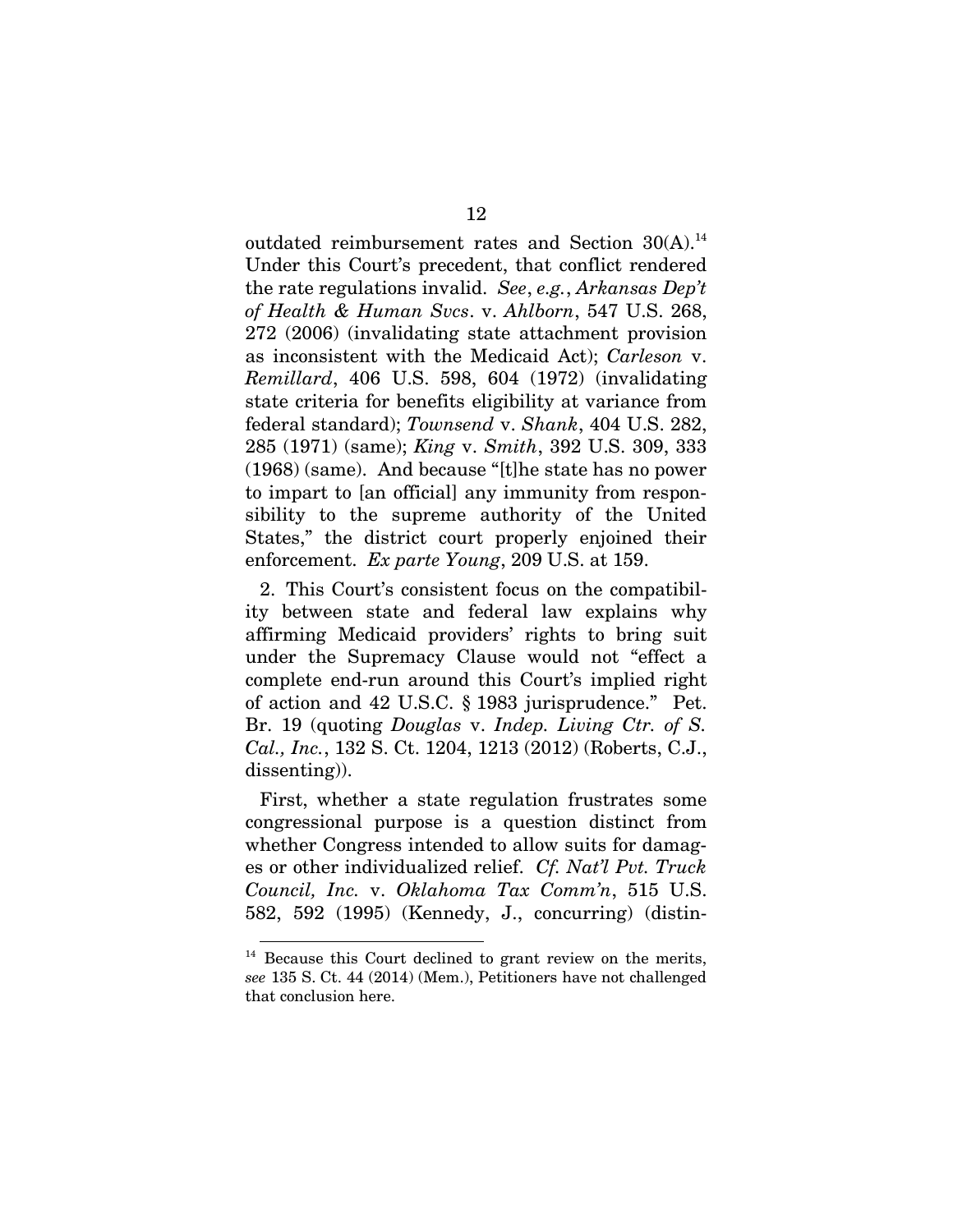outdated reimbursement rates and Section 30(A).[14] Under this Court's precedent, that conflict rendered the rate regulations invalid. *See*, *e.g.*, *Arkansas Dep't of Health & Human Svcs*. v. *Ahlborn*, 547 U.S. 268, 272 (2006) (invalidating state attachment provision as inconsistent with the Medicaid Act); *Carleson* v. *Remillard*, 406 U.S. 598, 604 (1972) (invalidating state criteria for benefits eligibility at variance from federal standard); *Townsend* v. *Shank*, 404 U.S. 282, 285 (1971) (same); *King* v. *Smith*, 392 U.S. 309, 333 (1968) (same). And because "[t]he state has no power to impart to [an official] any immunity from responsibility to the supreme authority of the United States," the district court properly enjoined their enforcement. *Ex parte Young*, 209 U.S. at 159.

2. This Court's consistent focus on the compatibility between state and federal law explains why affirming Medicaid providers' rights to bring suit under the Supremacy Clause would not "effect a complete end-run around this Court's implied right of action and 42 U.S.C. § 1983 jurisprudence." Pet. Br. 19 (quoting *Douglas* v. *Indep. Living Ctr. of S. Cal., Inc.*, 132 S. Ct. 1204, 1213 (2012) (Roberts, C.J., dissenting)).

First, whether a state regulation frustrates some congressional purpose is a question distinct from whether Congress intended to allow suits for damages or other individualized relief. *Cf. Nat'l Pvt. Truck Council, Inc.* v. *Oklahoma Tax Comm'n*, 515 U.S. 582, 592 (1995) (Kennedy, J., concurring) (distin-

---

[14] Because this Court declined to grant review on the merits, *see* 135 S. Ct. 44 (2014) (Mem.), Petitioners have not challenged that conclusion here.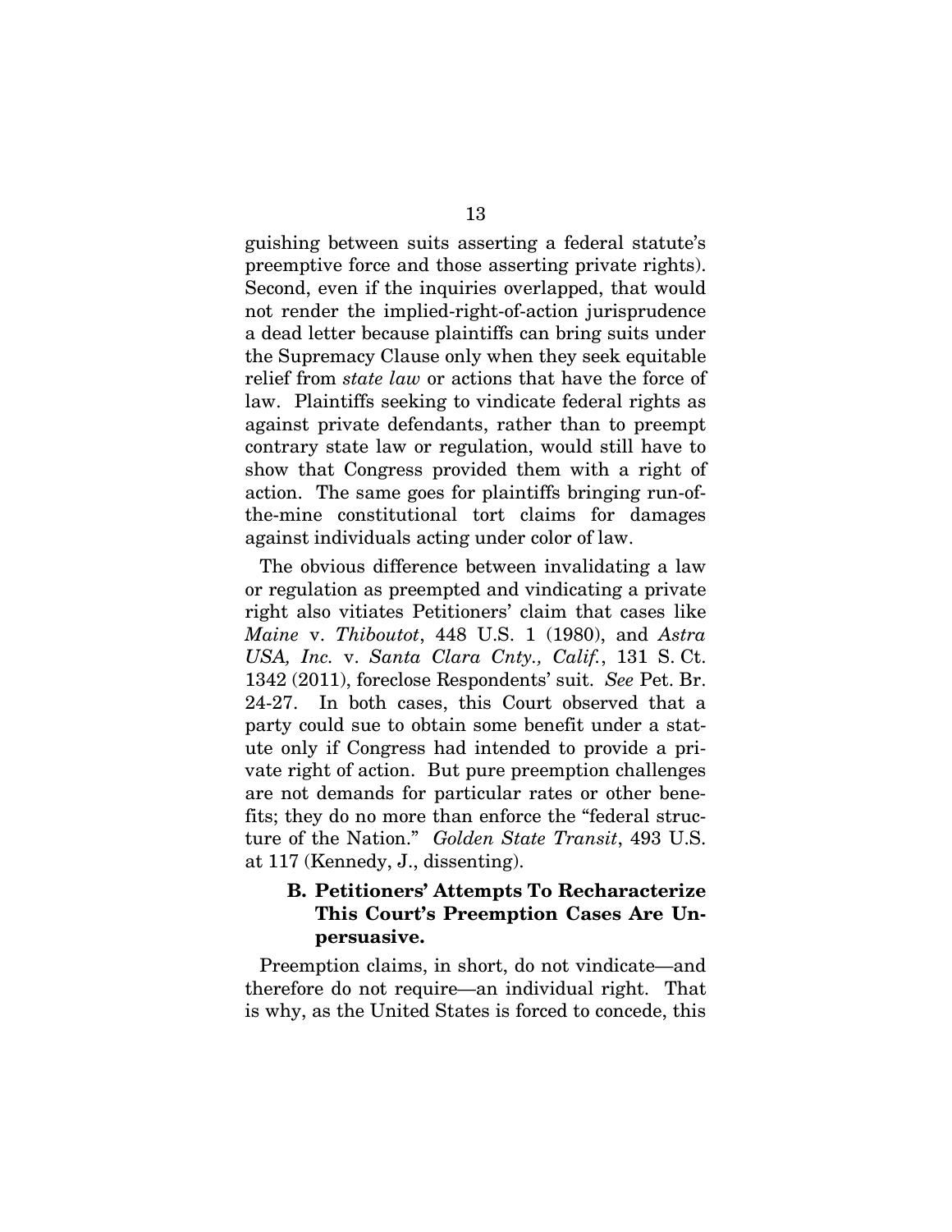guishing between suits asserting a federal statute's preemptive force and those asserting private rights). Second, even if the inquiries overlapped, that would not render the implied-right-of-action jurisprudence a dead letter because plaintiffs can bring suits under the Supremacy Clause only when they seek equitable relief from *state law* or actions that have the force of law. Plaintiffs seeking to vindicate federal rights as against private defendants, rather than to preempt contrary state law or regulation, would still have to show that Congress provided them with a right of action. The same goes for plaintiffs bringing run-of-the-mine constitutional tort claims for damages against individuals acting under color of law.

The obvious difference between invalidating a law or regulation as preempted and vindicating a private right also vitiates Petitioners' claim that cases like *Maine* v. *Thiboutot*, 448 U.S. 1 (1980), and *Astra USA, Inc.* v. *Santa Clara Cnty., Calif.*, 131 S. Ct. 1342 (2011), foreclose Respondents' suit. *See* Pet. Br. 24-27. In both cases, this Court observed that a party could sue to obtain some benefit under a statute only if Congress had intended to provide a private right of action. But pure preemption challenges are not demands for particular rates or other benefits; they do no more than enforce the "federal structure of the Nation." *Golden State Transit*, 493 U.S. at 117 (Kennedy, J., dissenting).

### B. Petitioners' Attempts To Recharacterize This Court's Preemption Cases Are Unpersuasive.

Preemption claims, in short, do not vindicate—and therefore do not require—an individual right. That is why, as the United States is forced to concede, this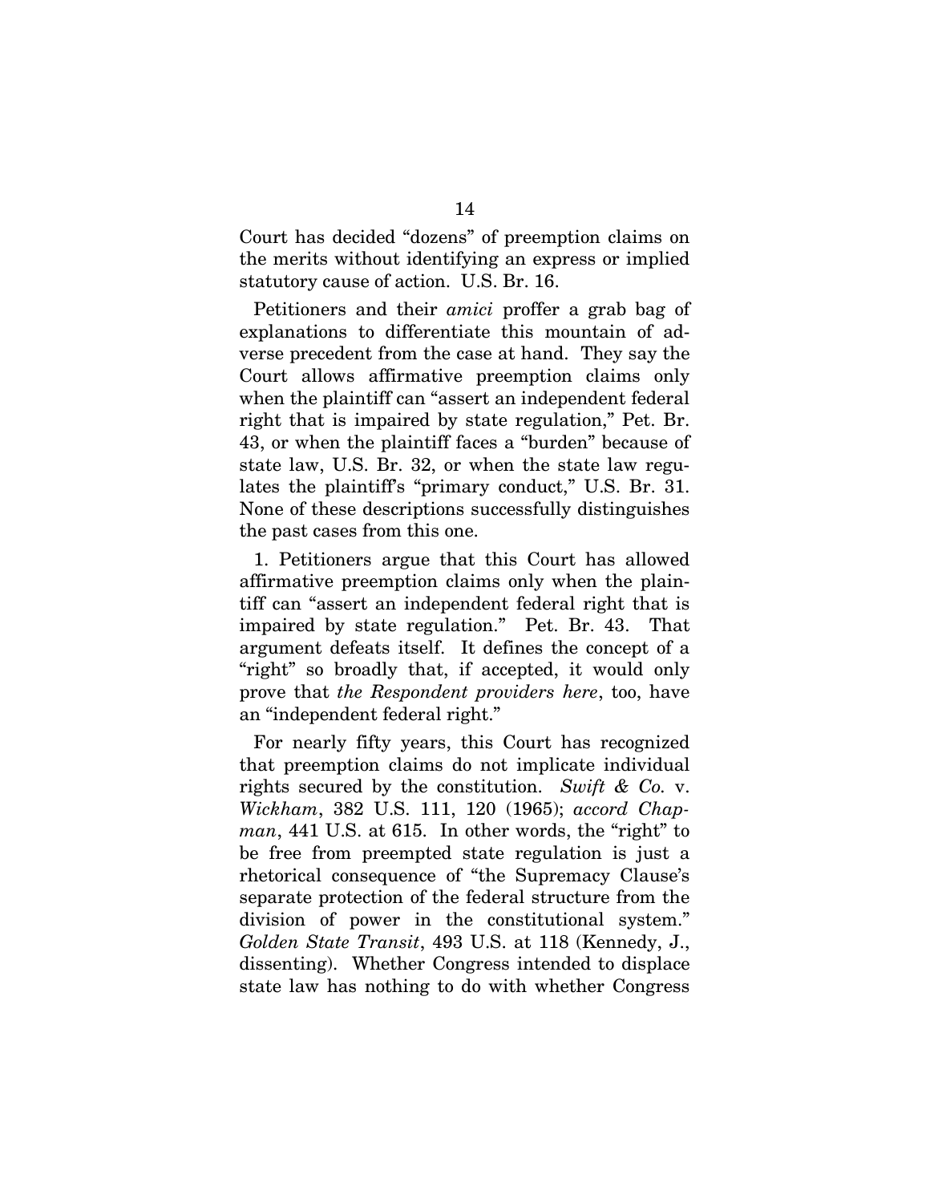Court has decided "dozens" of preemption claims on the merits without identifying an express or implied statutory cause of action. U.S. Br. 16.

Petitioners and their *amici* proffer a grab bag of explanations to differentiate this mountain of adverse precedent from the case at hand. They say the Court allows affirmative preemption claims only when the plaintiff can "assert an independent federal right that is impaired by state regulation," Pet. Br. 43, or when the plaintiff faces a "burden" because of state law, U.S. Br. 32, or when the state law regulates the plaintiff's "primary conduct," U.S. Br. 31. None of these descriptions successfully distinguishes the past cases from this one.

1. Petitioners argue that this Court has allowed affirmative preemption claims only when the plaintiff can "assert an independent federal right that is impaired by state regulation." Pet. Br. 43. That argument defeats itself. It defines the concept of a "right" so broadly that, if accepted, it would only prove that *the Respondent providers here*, too, have an "independent federal right."

For nearly fifty years, this Court has recognized that preemption claims do not implicate individual rights secured by the constitution. *Swift & Co.* v. *Wickham*, 382 U.S. 111, 120 (1965); *accord Chapman*, 441 U.S. at 615. In other words, the "right" to be free from preempted state regulation is just a rhetorical consequence of "the Supremacy Clause's separate protection of the federal structure from the division of power in the constitutional system." *Golden State Transit*, 493 U.S. at 118 (Kennedy, J., dissenting). Whether Congress intended to displace state law has nothing to do with whether Congress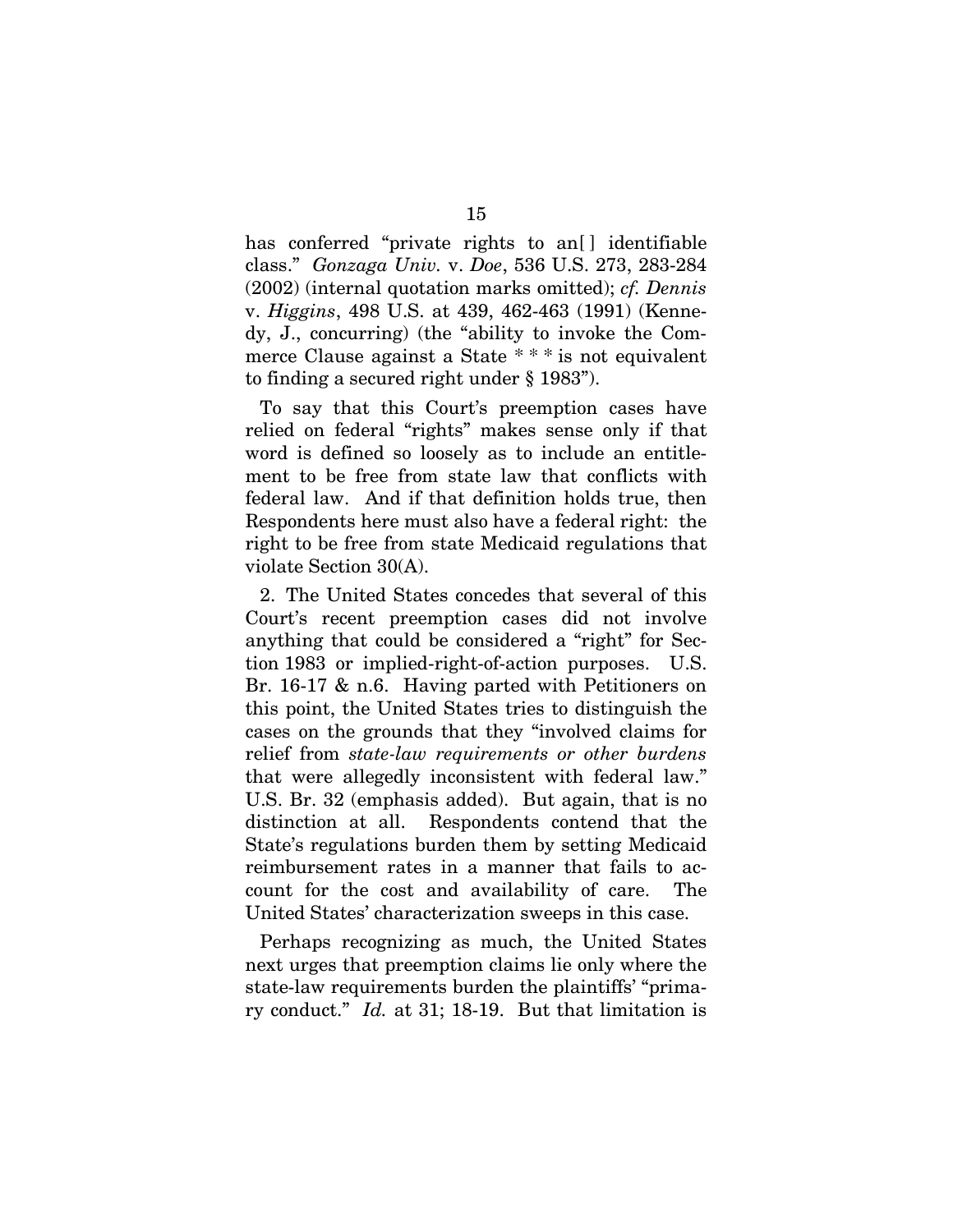has conferred "private rights to an[] identifiable class." *Gonzaga Univ.* v. *Doe*, 536 U.S. 273, 283-284 (2002) (internal quotation marks omitted); *cf. Dennis* v. *Higgins*, 498 U.S. at 439, 462-463 (1991) (Kennedy, J., concurring) (the "ability to invoke the Commerce Clause against a State * * * is not equivalent to finding a secured right under § 1983").

To say that this Court's preemption cases have relied on federal "rights" makes sense only if that word is defined so loosely as to include an entitlement to be free from state law that conflicts with federal law. And if that definition holds true, then Respondents here must also have a federal right: the right to be free from state Medicaid regulations that violate Section 30(A).

2. The United States concedes that several of this Court's recent preemption cases did not involve anything that could be considered a "right" for Section 1983 or implied-right-of-action purposes. U.S. Br. 16-17 & n.6. Having parted with Petitioners on this point, the United States tries to distinguish the cases on the grounds that they "involved claims for relief from *state-law requirements or other burdens* that were allegedly inconsistent with federal law." U.S. Br. 32 (emphasis added). But again, that is no distinction at all. Respondents contend that the State's regulations burden them by setting Medicaid reimbursement rates in a manner that fails to account for the cost and availability of care. The United States' characterization sweeps in this case.

Perhaps recognizing as much, the United States next urges that preemption claims lie only where the state-law requirements burden the plaintiffs' "primary conduct." *Id.* at 31; 18-19. But that limitation is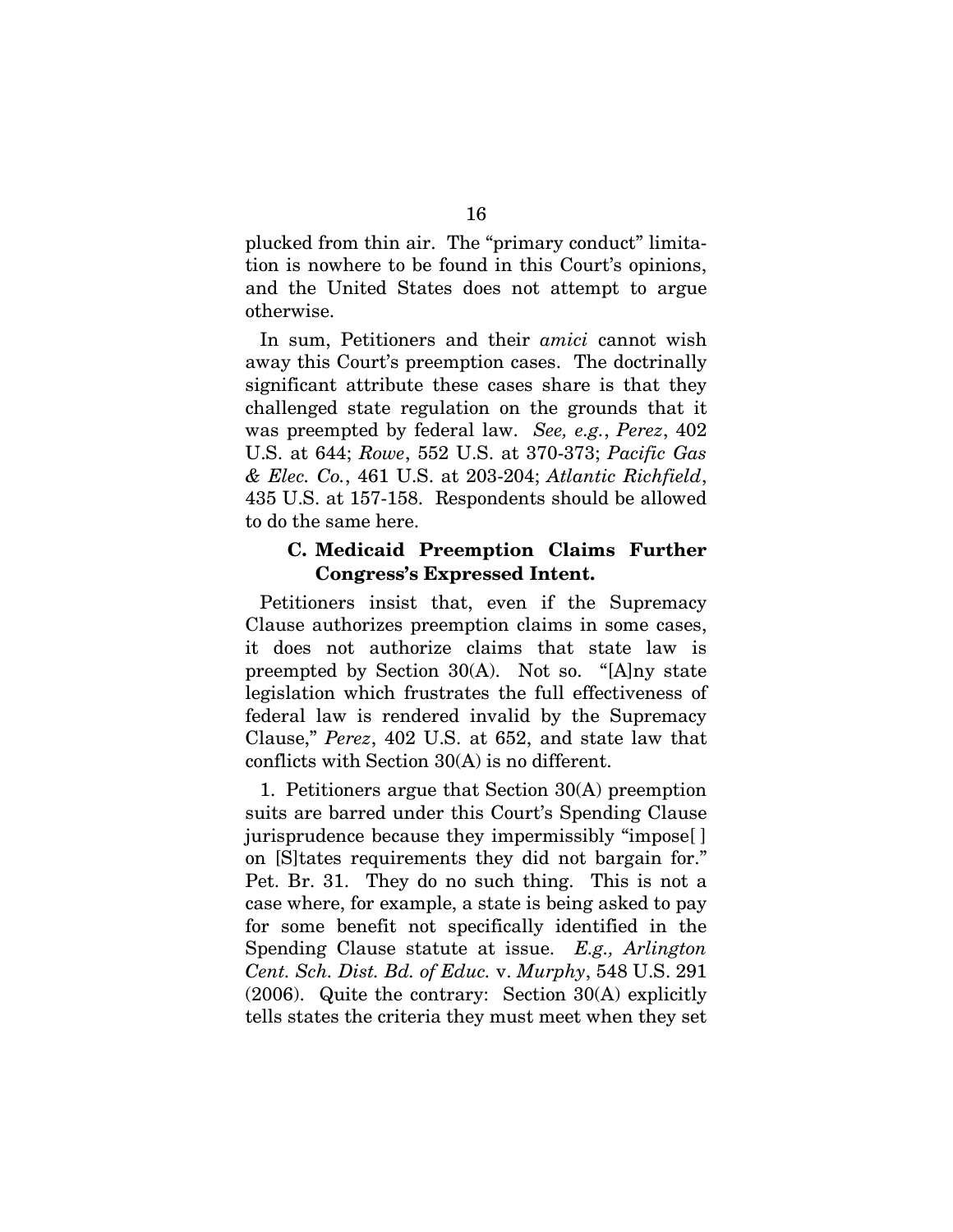plucked from thin air. The "primary conduct" limitation is nowhere to be found in this Court's opinions, and the United States does not attempt to argue otherwise.

In sum, Petitioners and their *amici* cannot wish away this Court's preemption cases. The doctrinally significant attribute these cases share is that they challenged state regulation on the grounds that it was preempted by federal law. *See, e.g.*, *Perez*, 402 U.S. at 644; *Rowe*, 552 U.S. at 370-373; *Pacific Gas & Elec. Co.*, 461 U.S. at 203-204; *Atlantic Richfield*, 435 U.S. at 157-158. Respondents should be allowed to do the same here.

### C. Medicaid Preemption Claims Further Congress's Expressed Intent.

Petitioners insist that, even if the Supremacy Clause authorizes preemption claims in some cases, it does not authorize claims that state law is preempted by Section 30(A). Not so. "[A]ny state legislation which frustrates the full effectiveness of federal law is rendered invalid by the Supremacy Clause," *Perez*, 402 U.S. at 652, and state law that conflicts with Section 30(A) is no different.

1. Petitioners argue that Section 30(A) preemption suits are barred under this Court's Spending Clause jurisprudence because they impermissibly "impose[ ] on [S]tates requirements they did not bargain for." Pet. Br. 31. They do no such thing. This is not a case where, for example, a state is being asked to pay for some benefit not specifically identified in the Spending Clause statute at issue. *E.g., Arlington Cent. Sch. Dist. Bd. of Educ.* v. *Murphy*, 548 U.S. 291 (2006). Quite the contrary: Section 30(A) explicitly tells states the criteria they must meet when they set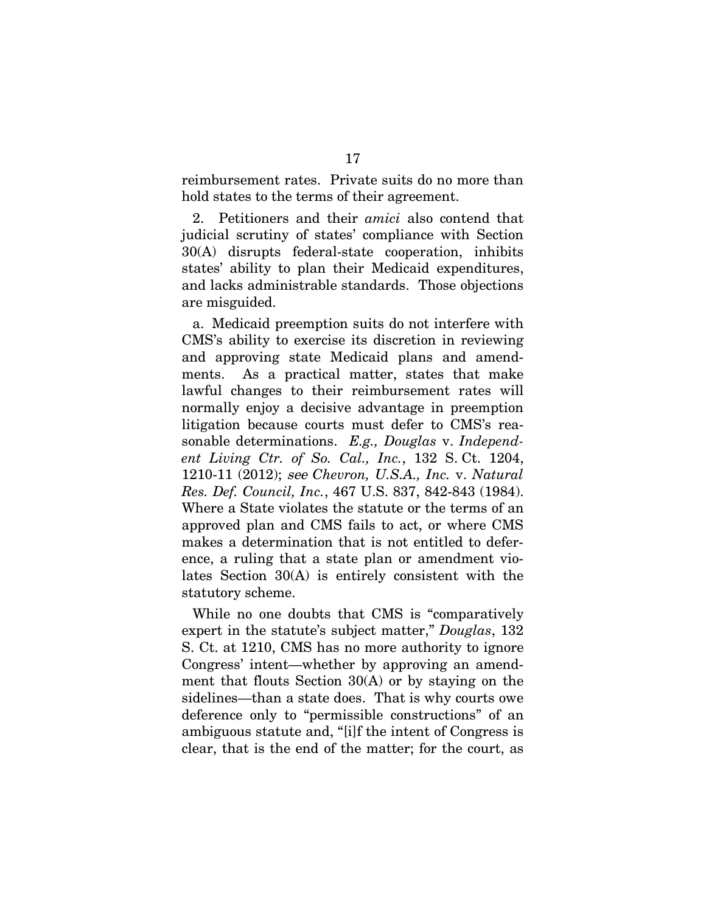reimbursement rates. Private suits do no more than hold states to the terms of their agreement.

2. Petitioners and their *amici* also contend that judicial scrutiny of states' compliance with Section 30(A) disrupts federal-state cooperation, inhibits states' ability to plan their Medicaid expenditures, and lacks administrable standards. Those objections are misguided.

a. Medicaid preemption suits do not interfere with CMS's ability to exercise its discretion in reviewing and approving state Medicaid plans and amendments. As a practical matter, states that make lawful changes to their reimbursement rates will normally enjoy a decisive advantage in preemption litigation because courts must defer to CMS's reasonable determinations. *E.g., Douglas* v. *Independent Living Ctr. of So. Cal., Inc.*, 132 S. Ct. 1204, 1210-11 (2012); *see Chevron, U.S.A., Inc.* v. *Natural Res. Def. Council, Inc.*, 467 U.S. 837, 842-843 (1984). Where a State violates the statute or the terms of an approved plan and CMS fails to act, or where CMS makes a determination that is not entitled to deference, a ruling that a state plan or amendment violates Section 30(A) is entirely consistent with the statutory scheme.

While no one doubts that CMS is "comparatively expert in the statute's subject matter," *Douglas*, 132 S. Ct. at 1210, CMS has no more authority to ignore Congress' intent—whether by approving an amendment that flouts Section 30(A) or by staying on the sidelines—than a state does. That is why courts owe deference only to "permissible constructions" of an ambiguous statute and, "[i]f the intent of Congress is clear, that is the end of the matter; for the court, as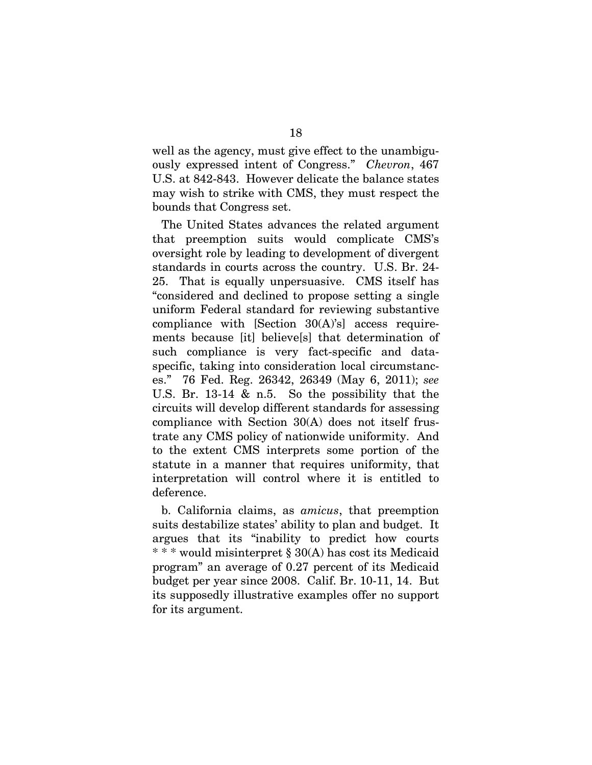well as the agency, must give effect to the unambiguously expressed intent of Congress." *Chevron*, 467 U.S. at 842-843. However delicate the balance states may wish to strike with CMS, they must respect the bounds that Congress set.

The United States advances the related argument that preemption suits would complicate CMS's oversight role by leading to development of divergent standards in courts across the country. U.S. Br. 24-25. That is equally unpersuasive. CMS itself has "considered and declined to propose setting a single uniform Federal standard for reviewing substantive compliance with [Section 30(A)'s] access requirements because [it] believe[s] that determination of such compliance is very fact-specific and data-specific, taking into consideration local circumstances." 76 Fed. Reg. 26342, 26349 (May 6, 2011); *see* U.S. Br. 13-14 & n.5. So the possibility that the circuits will develop different standards for assessing compliance with Section 30(A) does not itself frustrate any CMS policy of nationwide uniformity. And to the extent CMS interprets some portion of the statute in a manner that requires uniformity, that interpretation will control where it is entitled to deference.

b. California claims, as *amicus*, that preemption suits destabilize states' ability to plan and budget. It argues that its "inability to predict how courts * * * would misinterpret § 30(A) has cost its Medicaid program" an average of 0.27 percent of its Medicaid budget per year since 2008. Calif. Br. 10-11, 14. But its supposedly illustrative examples offer no support for its argument.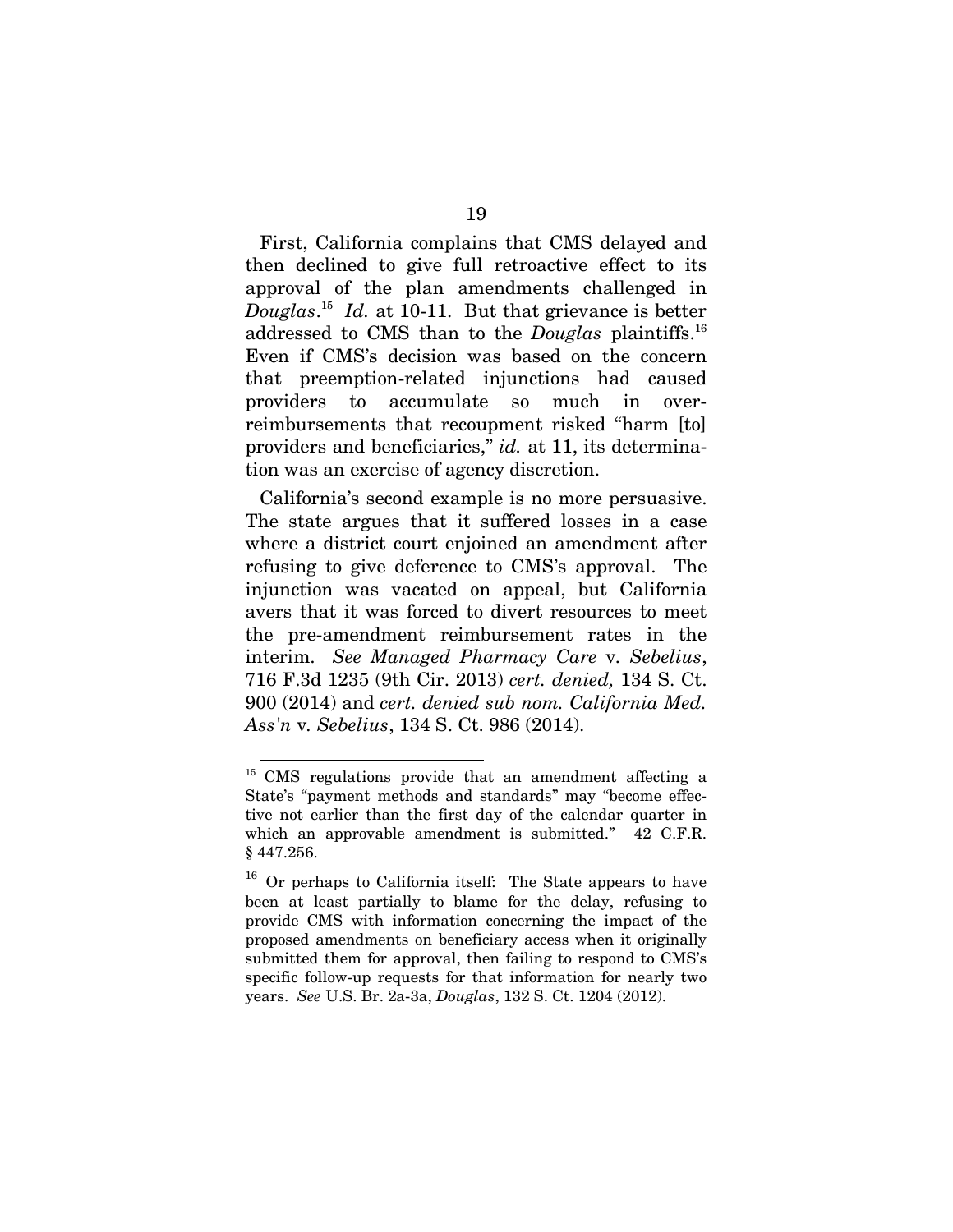First, California complains that CMS delayed and then declined to give full retroactive effect to its approval of the plan amendments challenged in *Douglas*.[15] *Id.* at 10-11. But that grievance is better addressed to CMS than to the *Douglas* plaintiffs.[16] Even if CMS's decision was based on the concern that preemption-related injunctions had caused providers to accumulate so much in over-reimbursements that recoupment risked "harm [to] providers and beneficiaries," *id.* at 11, its determination was an exercise of agency discretion.

California's second example is no more persuasive. The state argues that it suffered losses in a case where a district court enjoined an amendment after refusing to give deference to CMS's approval. The injunction was vacated on appeal, but California avers that it was forced to divert resources to meet the pre-amendment reimbursement rates in the interim. *See Managed Pharmacy Care* v. *Sebelius*, 716 F.3d 1235 (9th Cir. 2013) *cert. denied,* 134 S. Ct. 900 (2014) and *cert. denied sub nom. California Med. Ass'n* v. *Sebelius*, 134 S. Ct. 986 (2014).

---

[15] CMS regulations provide that an amendment affecting a State's "payment methods and standards" may "become effective not earlier than the first day of the calendar quarter in which an approvable amendment is submitted." 42 C.F.R. § 447.256.

[16] Or perhaps to California itself: The State appears to have been at least partially to blame for the delay, refusing to provide CMS with information concerning the impact of the proposed amendments on beneficiary access when it originally submitted them for approval, then failing to respond to CMS's specific follow-up requests for that information for nearly two years. *See* U.S. Br. 2a-3a, *Douglas*, 132 S. Ct. 1204 (2012).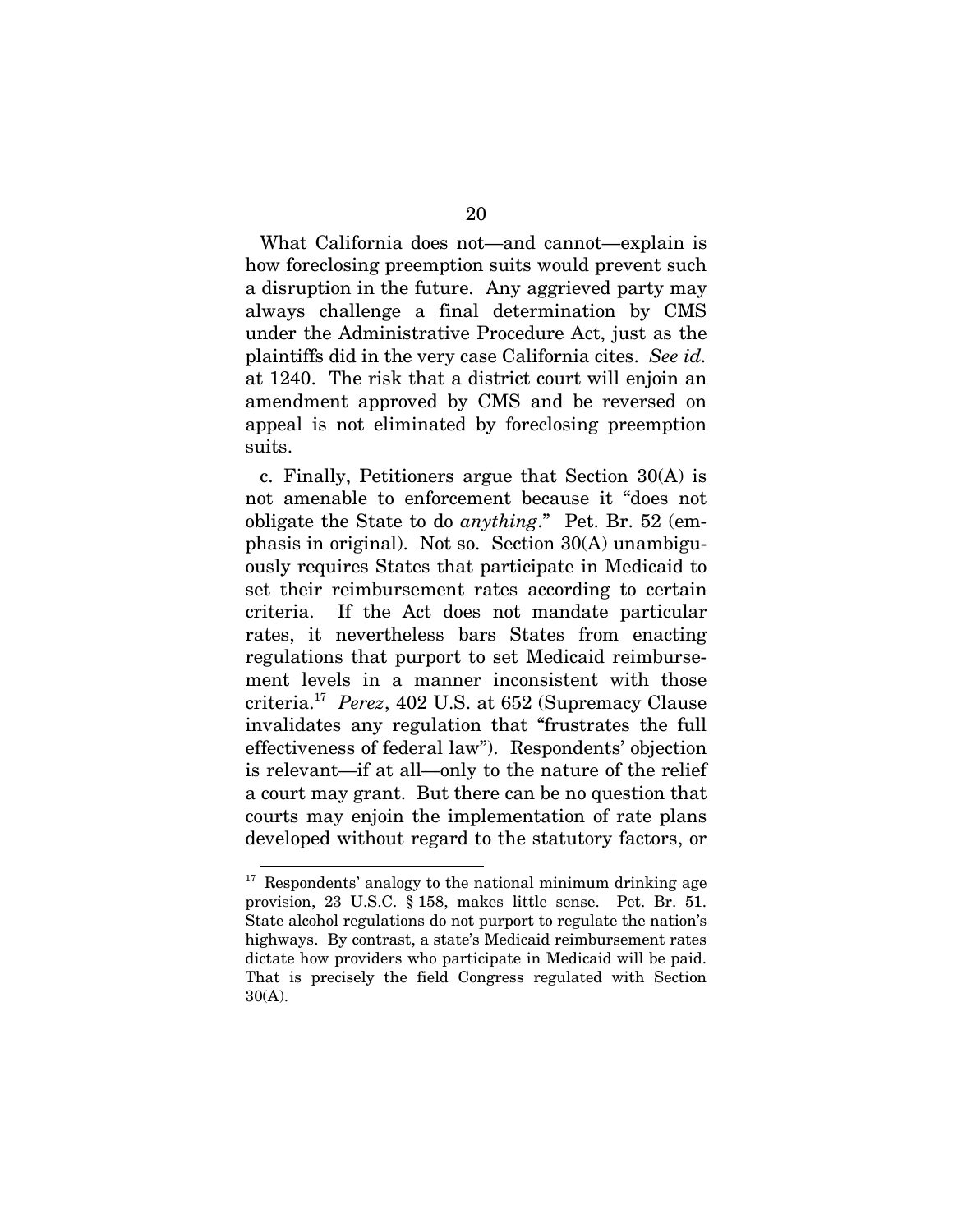What California does not—and cannot—explain is how foreclosing preemption suits would prevent such a disruption in the future. Any aggrieved party may always challenge a final determination by CMS under the Administrative Procedure Act, just as the plaintiffs did in the very case California cites. *See id.* at 1240. The risk that a district court will enjoin an amendment approved by CMS and be reversed on appeal is not eliminated by foreclosing preemption suits.

c. Finally, Petitioners argue that Section 30(A) is not amenable to enforcement because it "does not obligate the State to do *anything*." Pet. Br. 52 (emphasis in original). Not so. Section 30(A) unambiguously requires States that participate in Medicaid to set their reimbursement rates according to certain criteria. If the Act does not mandate particular rates, it nevertheless bars States from enacting regulations that purport to set Medicaid reimbursement levels in a manner inconsistent with those criteria.[17] *Perez*, 402 U.S. at 652 (Supremacy Clause invalidates any regulation that "frustrates the full effectiveness of federal law"). Respondents' objection is relevant—if at all—only to the nature of the relief a court may grant. But there can be no question that courts may enjoin the implementation of rate plans developed without regard to the statutory factors, or

---

[17] Respondents' analogy to the national minimum drinking age provision, 23 U.S.C. § 158, makes little sense. Pet. Br. 51. State alcohol regulations do not purport to regulate the nation's highways. By contrast, a state's Medicaid reimbursement rates dictate how providers who participate in Medicaid will be paid. That is precisely the field Congress regulated with Section 30(A).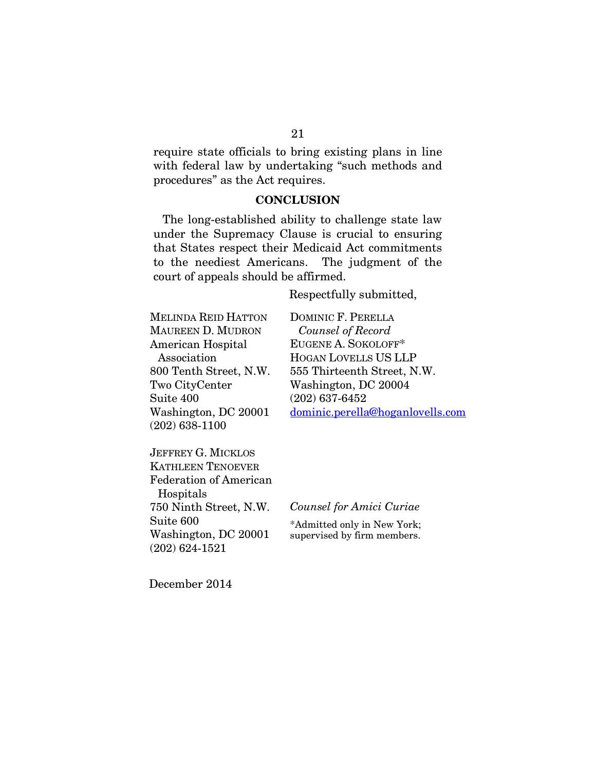require state officials to bring existing plans in line with federal law by undertaking "such methods and procedures" as the Act requires.

## CONCLUSION

The long-established ability to challenge state law under the Supremacy Clause is crucial to ensuring that States respect their Medicaid Act commitments to the neediest Americans. The judgment of the court of appeals should be affirmed.

Respectfully submitted,

MELINDA REID HATTON
MAUREEN D. MUDRON
American Hospital Association
800 Tenth Street, N.W.
Two CityCenter
Suite 400
Washington, DC 20001
(202) 638-1100

JEFFREY G. MICKLOS
KATHLEEN TENOEVER
Federation of American Hospitals
750 Ninth Street, N.W.
Suite 600
Washington, DC 20001
(202) 624-1521

DOMINIC F. PERELLA
*Counsel of Record*
EUGENE A. SOKOLOFF*
HOGAN LOVELLS US LLP
555 Thirteenth Street, N.W.
Washington, DC 20004
(202) 637-6452
dominic.perella@hoganlovells.com

*Counsel for Amici Curiae*

*Admitted only in New York; supervised by firm members.

December 2014